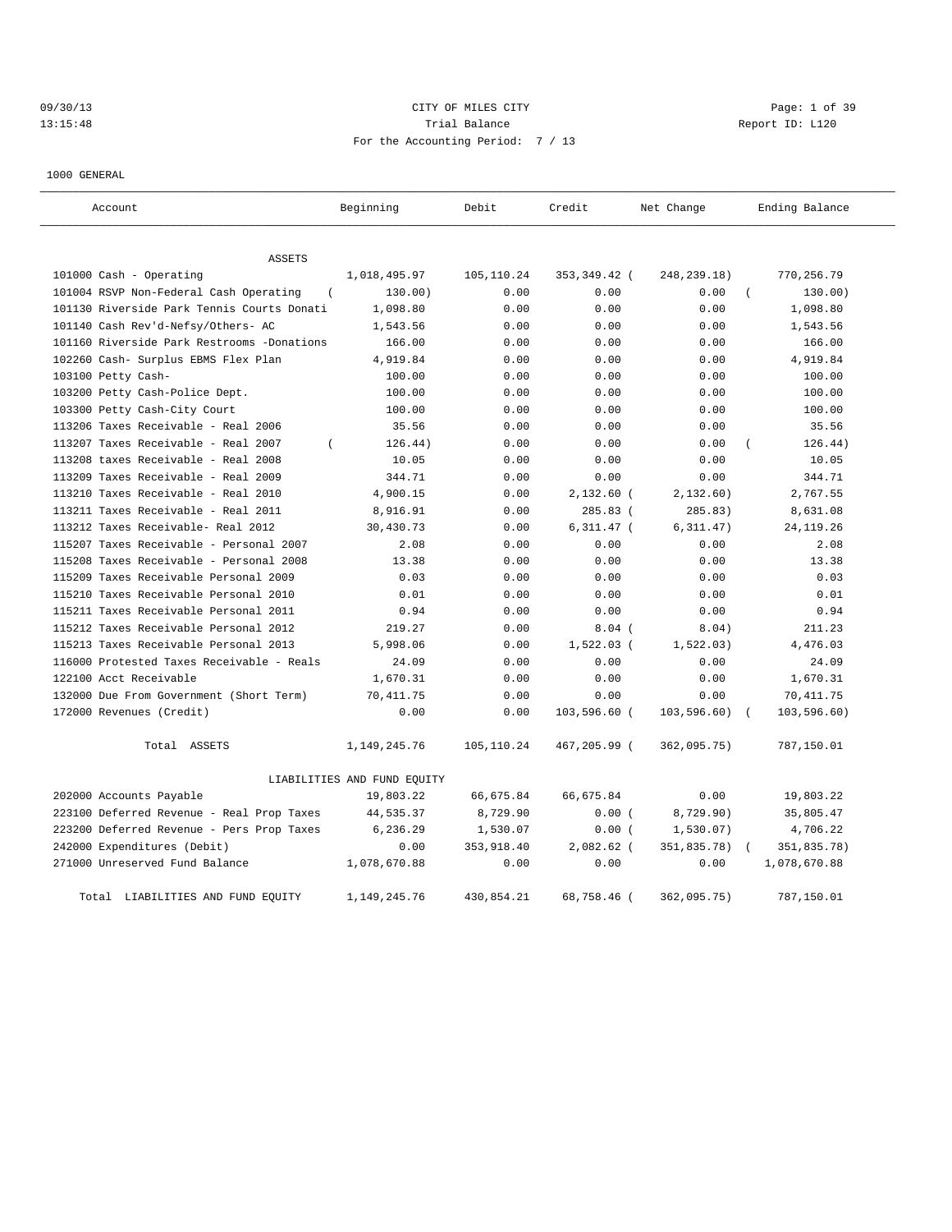09/30/13 CITY OF MILES CITY
13:15:48 Trial Balance Report ID: L120
For the Accounting Period: 7 / 13

1000 GENERAL

| Account | Beginning | Debit | Credit | Net Change | Ending Balance |
|---|---|---|---|---|---|
| ASSETS | | | | | |
| 101000 Cash - Operating | 1,018,495.97 | 105,110.24 | 353,349.42 | (248,239.18) | 770,256.79 |
| 101004 RSVP Non-Federal Cash Operating | (130.00) | 0.00 | 0.00 | 0.00 | (130.00) |
| 101130 Riverside Park Tennis Courts Donati | 1,098.80 | 0.00 | 0.00 | 0.00 | 1,098.80 |
| 101140 Cash Rev'd-Nefsy/Others- AC | 1,543.56 | 0.00 | 0.00 | 0.00 | 1,543.56 |
| 101160 Riverside Park Restrooms -Donations | 166.00 | 0.00 | 0.00 | 0.00 | 166.00 |
| 102260 Cash- Surplus EBMS Flex Plan | 4,919.84 | 0.00 | 0.00 | 0.00 | 4,919.84 |
| 103100 Petty Cash- | 100.00 | 0.00 | 0.00 | 0.00 | 100.00 |
| 103200 Petty Cash-Police Dept. | 100.00 | 0.00 | 0.00 | 0.00 | 100.00 |
| 103300 Petty Cash-City Court | 100.00 | 0.00 | 0.00 | 0.00 | 100.00 |
| 113206 Taxes Receivable - Real 2006 | 35.56 | 0.00 | 0.00 | 0.00 | 35.56 |
| 113207 Taxes Receivable - Real 2007 | (126.44) | 0.00 | 0.00 | 0.00 | (126.44) |
| 113208 taxes Receivable - Real 2008 | 10.05 | 0.00 | 0.00 | 0.00 | 10.05 |
| 113209 Taxes Receivable - Real 2009 | 344.71 | 0.00 | 0.00 | 0.00 | 344.71 |
| 113210 Taxes Receivable - Real 2010 | 4,900.15 | 0.00 | 2,132.60 | (2,132.60) | 2,767.55 |
| 113211 Taxes Receivable - Real 2011 | 8,916.91 | 0.00 | 285.83 | (285.83) | 8,631.08 |
| 113212 Taxes Receivable- Real 2012 | 30,430.73 | 0.00 | 6,311.47 | (6,311.47) | 24,119.26 |
| 115207 Taxes Receivable - Personal 2007 | 2.08 | 0.00 | 0.00 | 0.00 | 2.08 |
| 115208 Taxes Receivable - Personal 2008 | 13.38 | 0.00 | 0.00 | 0.00 | 13.38 |
| 115209 Taxes Receivable Personal 2009 | 0.03 | 0.00 | 0.00 | 0.00 | 0.03 |
| 115210 Taxes Receivable Personal 2010 | 0.01 | 0.00 | 0.00 | 0.00 | 0.01 |
| 115211 Taxes Receivable Personal 2011 | 0.94 | 0.00 | 0.00 | 0.00 | 0.94 |
| 115212 Taxes Receivable Personal 2012 | 219.27 | 0.00 | 8.04 | (8.04) | 211.23 |
| 115213 Taxes Receivable Personal 2013 | 5,998.06 | 0.00 | 1,522.03 | (1,522.03) | 4,476.03 |
| 116000 Protested Taxes Receivable - Reals | 24.09 | 0.00 | 0.00 | 0.00 | 24.09 |
| 122100 Acct Receivable | 1,670.31 | 0.00 | 0.00 | 0.00 | 1,670.31 |
| 132000 Due From Government (Short Term) | 70,411.75 | 0.00 | 0.00 | 0.00 | 70,411.75 |
| 172000 Revenues (Credit) | 0.00 | 0.00 | 103,596.60 | (103,596.60) | (103,596.60) |
| Total ASSETS | 1,149,245.76 | 105,110.24 | 467,205.99 | (362,095.75) | 787,150.01 |
| LIABILITIES AND FUND EQUITY | | | | | |
| 202000 Accounts Payable | 19,803.22 | 66,675.84 | 66,675.84 | 0.00 | 19,803.22 |
| 223100 Deferred Revenue - Real Prop Taxes | 44,535.37 | 8,729.90 | 0.00 | (8,729.90) | 35,805.47 |
| 223200 Deferred Revenue - Pers Prop Taxes | 6,236.29 | 1,530.07 | 0.00 | (1,530.07) | 4,706.22 |
| 242000 Expenditures (Debit) | 0.00 | 353,918.40 | 2,082.62 | (351,835.78) | (351,835.78) |
| 271000 Unreserved Fund Balance | 1,078,670.88 | 0.00 | 0.00 | 0.00 | 1,078,670.88 |
| Total LIABILITIES AND FUND EQUITY | 1,149,245.76 | 430,854.21 | 68,758.46 | (362,095.75) | 787,150.01 |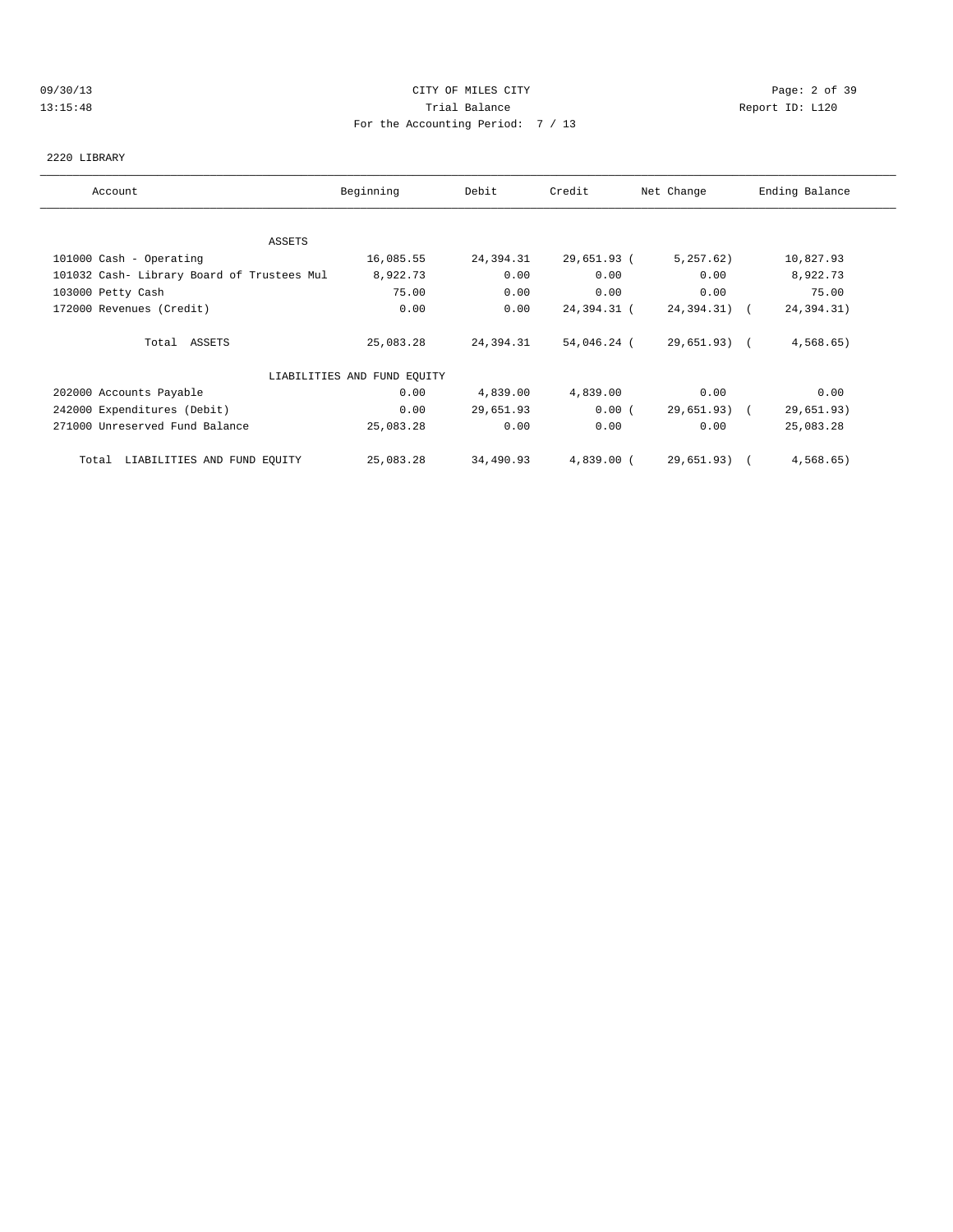CITY OF MILES CITY
Trial Balance
For the Accounting Period: 7 / 13

09/30/13
13:15:48

Report ID: L120

2220 LIBRARY

| Account | Beginning | Debit | Credit | Net Change | Ending Balance |
|---|---|---|---|---|---|
| ASSETS | | | | | |
| 101000 Cash - Operating | 16,085.55 | 24,394.31 | 29,651.93 | ( 5,257.62) | 10,827.93 |
| 101032 Cash- Library Board of Trustees Mul | 8,922.73 | 0.00 | 0.00 | 0.00 | 8,922.73 |
| 103000 Petty Cash | 75.00 | 0.00 | 0.00 | 0.00 | 75.00 |
| 172000 Revenues (Credit) | 0.00 | 0.00 | 24,394.31 | ( 24,394.31) | ( 24,394.31) |
| Total ASSETS | 25,083.28 | 24,394.31 | 54,046.24 | ( 29,651.93) | ( 4,568.65) |
| LIABILITIES AND FUND EQUITY | | | | | |
| 202000 Accounts Payable | 0.00 | 4,839.00 | 4,839.00 | 0.00 | 0.00 |
| 242000 Expenditures (Debit) | 0.00 | 29,651.93 | 0.00 | ( 29,651.93) | ( 29,651.93) |
| 271000 Unreserved Fund Balance | 25,083.28 | 0.00 | 0.00 | 0.00 | 25,083.28 |
| Total LIABILITIES AND FUND EQUITY | 25,083.28 | 34,490.93 | 4,839.00 | ( 29,651.93) | ( 4,568.65) |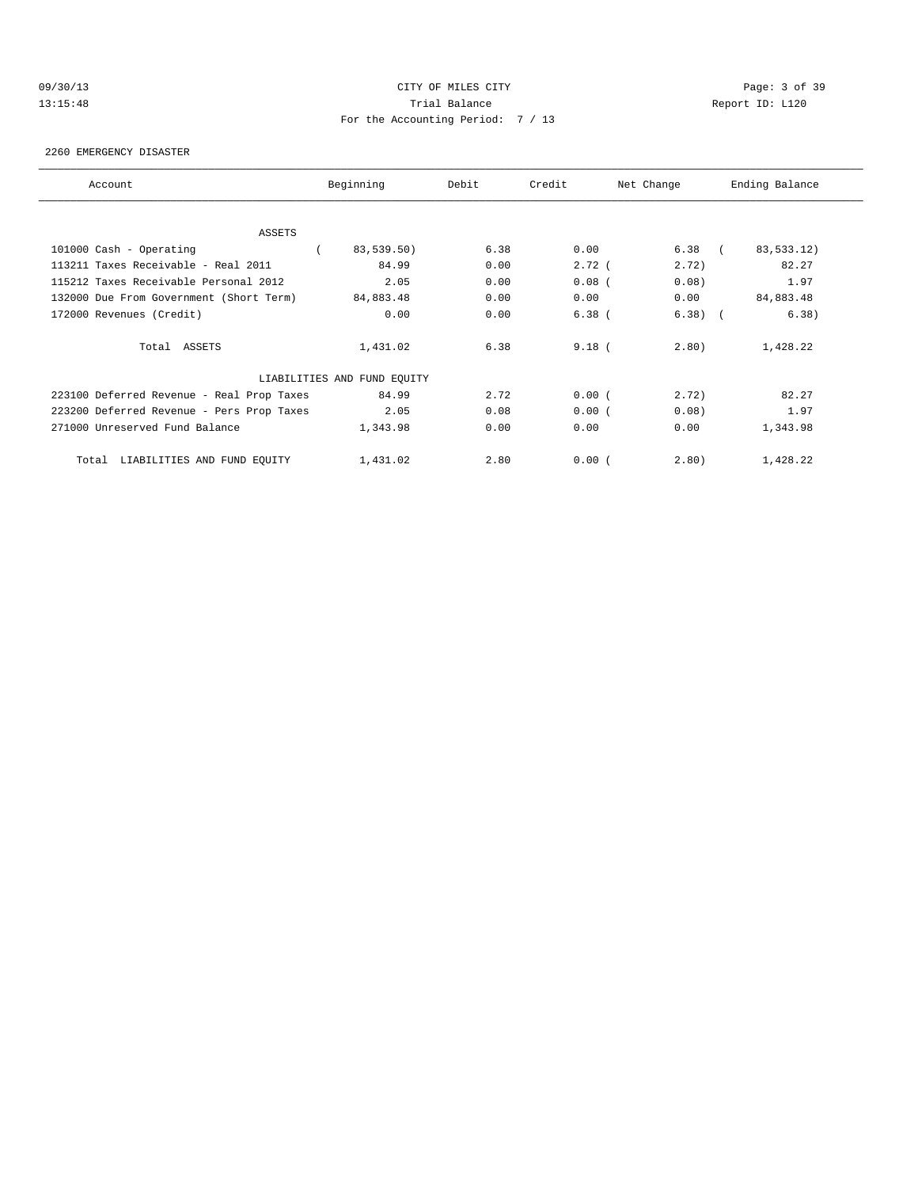CITY OF MILES CITY
Trial Balance
For the Accounting Period: 7 / 13

09/30/13 13:15:48 — Report ID: L120

2260 EMERGENCY DISASTER

| Account | Beginning | Debit | Credit | Net Change | Ending Balance |
|---|---|---|---|---|---|
| **ASSETS** | | | | | |
| 101000 Cash - Operating | (83,539.50) | 6.38 | 0.00 | 6.38 | (83,533.12) |
| 113211 Taxes Receivable - Real 2011 | 84.99 | 0.00 | 2.72 | (2.72) | 82.27 |
| 115212 Taxes Receivable Personal 2012 | 2.05 | 0.00 | 0.08 | (0.08) | 1.97 |
| 132000 Due From Government (Short Term) | 84,883.48 | 0.00 | 0.00 | 0.00 | 84,883.48 |
| 172000 Revenues (Credit) | 0.00 | 0.00 | 6.38 | (6.38) | (6.38) |
| Total ASSETS | 1,431.02 | 6.38 | 9.18 | (2.80) | 1,428.22 |
| **LIABILITIES AND FUND EQUITY** | | | | | |
| 223100 Deferred Revenue - Real Prop Taxes | 84.99 | 2.72 | 0.00 | (2.72) | 82.27 |
| 223200 Deferred Revenue - Pers Prop Taxes | 2.05 | 0.08 | 0.00 | (0.08) | 1.97 |
| 271000 Unreserved Fund Balance | 1,343.98 | 0.00 | 0.00 | 0.00 | 1,343.98 |
| Total LIABILITIES AND FUND EQUITY | 1,431.02 | 2.80 | 0.00 | (2.80) | 1,428.22 |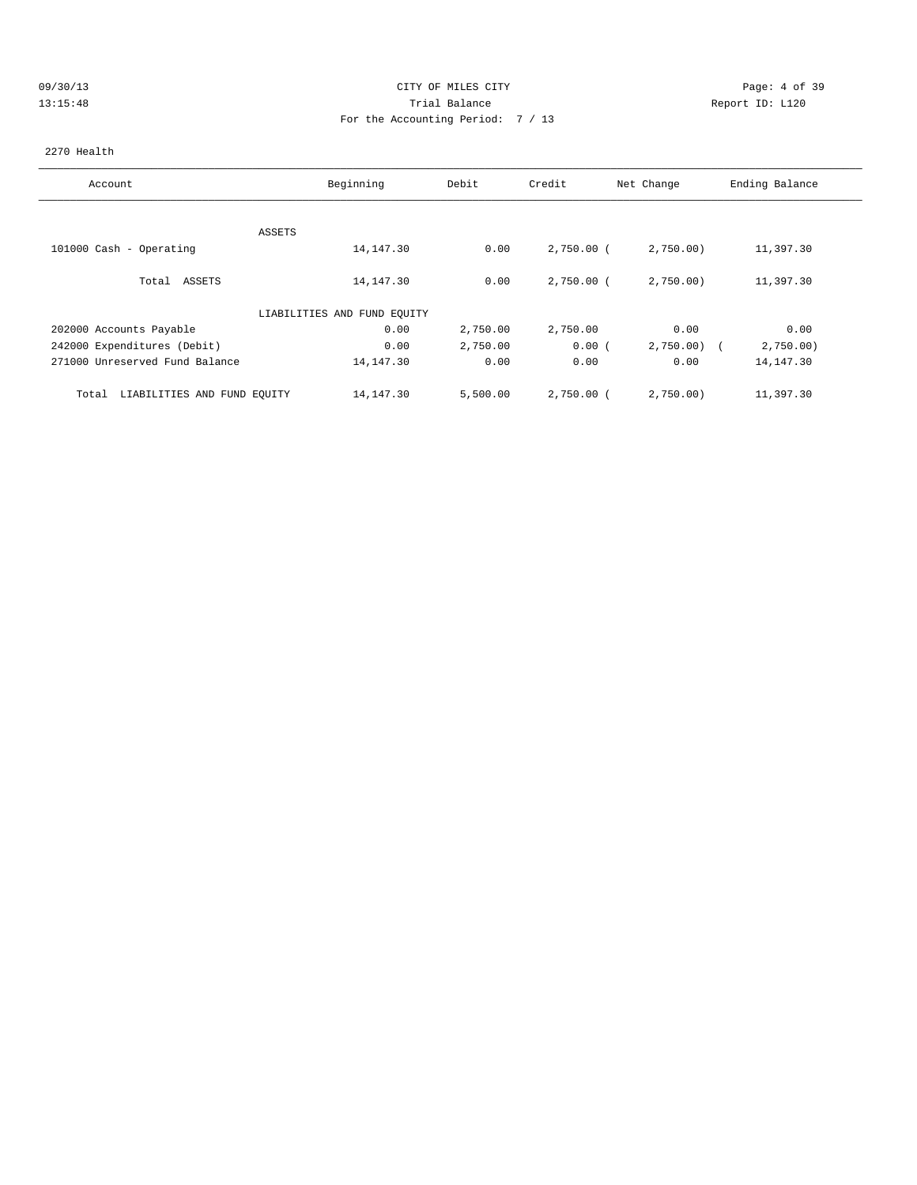CITY OF MILES CITY
Trial Balance
For the Accounting Period: 7 / 13

09/30/13
13:15:48

Report ID: L120

2270 Health

| Account | Beginning | Debit | Credit | Net Change | Ending Balance |
|---|---|---|---|---|---|
| ASSETS | | | | | |
| 101000 Cash - Operating | 14,147.30 | 0.00 | 2,750.00 | ( 2,750.00) | 11,397.30 |
| Total ASSETS | 14,147.30 | 0.00 | 2,750.00 | ( 2,750.00) | 11,397.30 |
| LIABILITIES AND FUND EQUITY | | | | | |
| 202000 Accounts Payable | 0.00 | 2,750.00 | 2,750.00 | 0.00 | 0.00 |
| 242000 Expenditures (Debit) | 0.00 | 2,750.00 | 0.00 | ( 2,750.00) | ( 2,750.00) |
| 271000 Unreserved Fund Balance | 14,147.30 | 0.00 | 0.00 | 0.00 | 14,147.30 |
| Total LIABILITIES AND FUND EQUITY | 14,147.30 | 5,500.00 | 2,750.00 | ( 2,750.00) | 11,397.30 |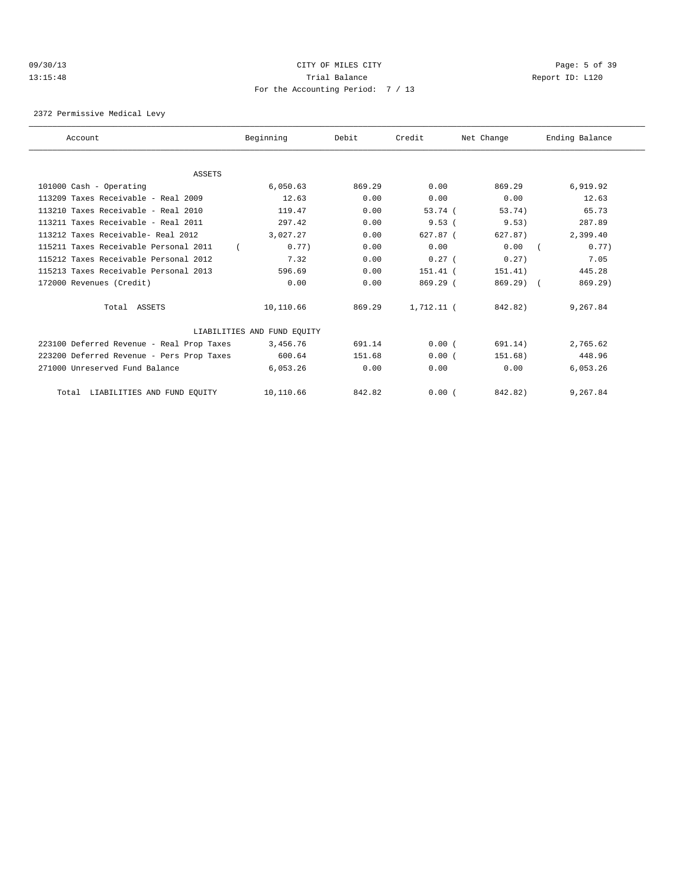CITY OF MILES CITY
Trial Balance
For the Accounting Period: 7 / 13

09/30/13 13:15:48 Report ID: L120

2372 Permissive Medical Levy

| Account | Beginning | Debit | Credit | Net Change | Ending Balance |
|---|---|---|---|---|---|
| **ASSETS** | | | | | |
| 101000 Cash - Operating | 6,050.63 | 869.29 | 0.00 | 869.29 | 6,919.92 |
| 113209 Taxes Receivable - Real 2009 | 12.63 | 0.00 | 0.00 | 0.00 | 12.63 |
| 113210 Taxes Receivable - Real 2010 | 119.47 | 0.00 | 53.74 | ( 53.74) | 65.73 |
| 113211 Taxes Receivable - Real 2011 | 297.42 | 0.00 | 9.53 | ( 9.53) | 287.89 |
| 113212 Taxes Receivable- Real 2012 | 3,027.27 | 0.00 | 627.87 | ( 627.87) | 2,399.40 |
| 115211 Taxes Receivable Personal 2011 | ( 0.77) | 0.00 | 0.00 | 0.00 | ( 0.77) |
| 115212 Taxes Receivable Personal 2012 | 7.32 | 0.00 | 0.27 | ( 0.27) | 7.05 |
| 115213 Taxes Receivable Personal 2013 | 596.69 | 0.00 | 151.41 | ( 151.41) | 445.28 |
| 172000 Revenues (Credit) | 0.00 | 0.00 | 869.29 | ( 869.29) | ( 869.29) |
| Total ASSETS | 10,110.66 | 869.29 | 1,712.11 | ( 842.82) | 9,267.84 |
| **LIABILITIES AND FUND EQUITY** | | | | | |
| 223100 Deferred Revenue - Real Prop Taxes | 3,456.76 | 691.14 | 0.00 | ( 691.14) | 2,765.62 |
| 223200 Deferred Revenue - Pers Prop Taxes | 600.64 | 151.68 | 0.00 | ( 151.68) | 448.96 |
| 271000 Unreserved Fund Balance | 6,053.26 | 0.00 | 0.00 | 0.00 | 6,053.26 |
| Total LIABILITIES AND FUND EQUITY | 10,110.66 | 842.82 | 0.00 | ( 842.82) | 9,267.84 |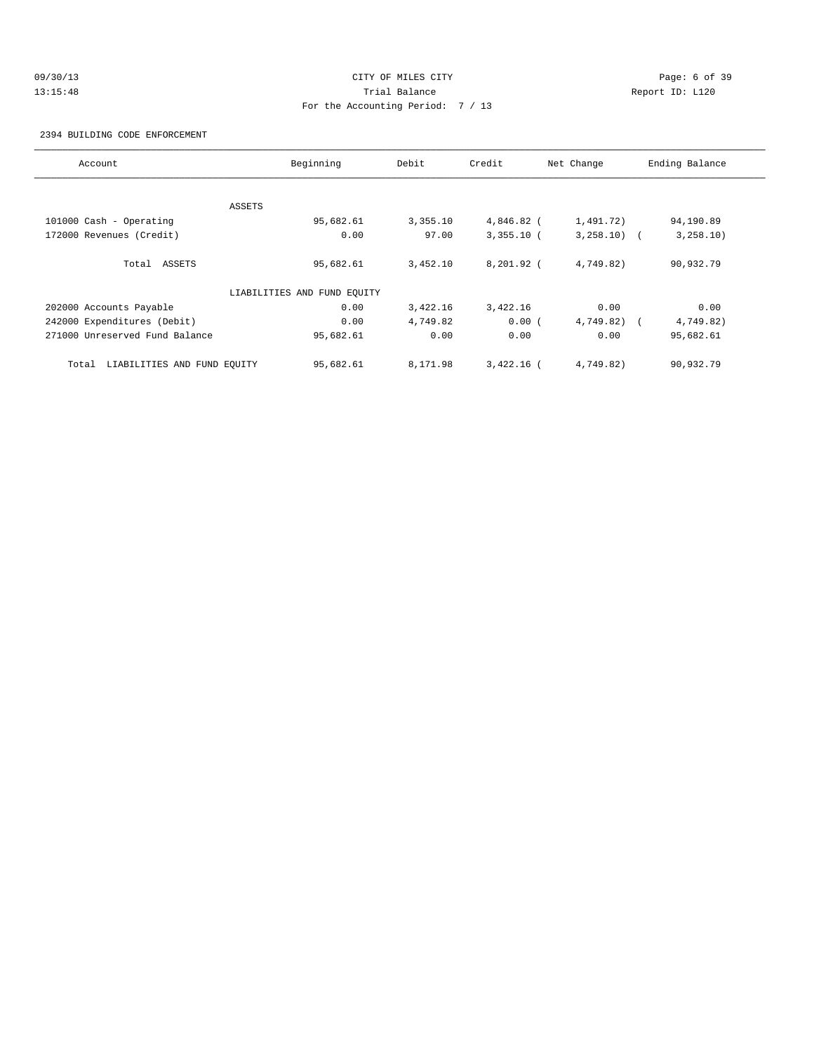CITY OF MILES CITY

Trial Balance

For the Accounting Period: 7 / 13

09/30/13 13:15:48 Report ID: L120

2394 BUILDING CODE ENFORCEMENT

| Account | Beginning | Debit | Credit | Net Change | Ending Balance |
|---|---|---|---|---|---|
| ASSETS | | | | | |
| 101000 Cash - Operating | 95,682.61 | 3,355.10 | 4,846.82 | ( 1,491.72) | 94,190.89 |
| 172000 Revenues (Credit) | 0.00 | 97.00 | 3,355.10 | ( 3,258.10) | ( 3,258.10) |
| Total ASSETS | 95,682.61 | 3,452.10 | 8,201.92 | ( 4,749.82) | 90,932.79 |
| LIABILITIES AND FUND EQUITY | | | | | |
| 202000 Accounts Payable | 0.00 | 3,422.16 | 3,422.16 | 0.00 | 0.00 |
| 242000 Expenditures (Debit) | 0.00 | 4,749.82 | 0.00 | ( 4,749.82) | ( 4,749.82) |
| 271000 Unreserved Fund Balance | 95,682.61 | 0.00 | 0.00 | 0.00 | 95,682.61 |
| Total LIABILITIES AND FUND EQUITY | 95,682.61 | 8,171.98 | 3,422.16 | ( 4,749.82) | 90,932.79 |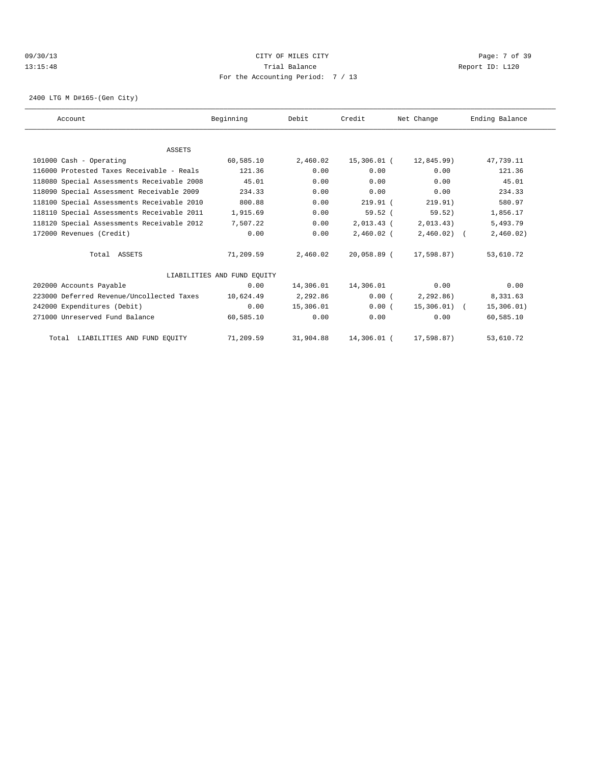CITY OF MILES CITY

Trial Balance

For the Accounting Period: 7 / 13

09/30/13 13:15:48 — Report ID: L120

2400 LTG M D#165-(Gen City)

| Account | Beginning | Debit | Credit | Net Change | Ending Balance |
|---|---|---|---|---|---|
| ASSETS | | | | | |
| 101000 Cash - Operating | 60,585.10 | 2,460.02 | 15,306.01 | (12,845.99) | 47,739.11 |
| 116000 Protested Taxes Receivable - Reals | 121.36 | 0.00 | 0.00 | 0.00 | 121.36 |
| 118080 Special Assessments Receivable 2008 | 45.01 | 0.00 | 0.00 | 0.00 | 45.01 |
| 118090 Special Assessment Receivable 2009 | 234.33 | 0.00 | 0.00 | 0.00 | 234.33 |
| 118100 Special Assessments Receivable 2010 | 800.88 | 0.00 | 219.91 | (219.91) | 580.97 |
| 118110 Special Assessments Receivable 2011 | 1,915.69 | 0.00 | 59.52 | (59.52) | 1,856.17 |
| 118120 Special Assessments Receivable 2012 | 7,507.22 | 0.00 | 2,013.43 | (2,013.43) | 5,493.79 |
| 172000 Revenues (Credit) | 0.00 | 0.00 | 2,460.02 | (2,460.02) | (2,460.02) |
| Total ASSETS | 71,209.59 | 2,460.02 | 20,058.89 | (17,598.87) | 53,610.72 |
| LIABILITIES AND FUND EQUITY | | | | | |
| 202000 Accounts Payable | 0.00 | 14,306.01 | 14,306.01 | 0.00 | 0.00 |
| 223000 Deferred Revenue/Uncollected Taxes | 10,624.49 | 2,292.86 | 0.00 | (2,292.86) | 8,331.63 |
| 242000 Expenditures (Debit) | 0.00 | 15,306.01 | 0.00 | (15,306.01) | (15,306.01) |
| 271000 Unreserved Fund Balance | 60,585.10 | 0.00 | 0.00 | 0.00 | 60,585.10 |
| Total LIABILITIES AND FUND EQUITY | 71,209.59 | 31,904.88 | 14,306.01 | (17,598.87) | 53,610.72 |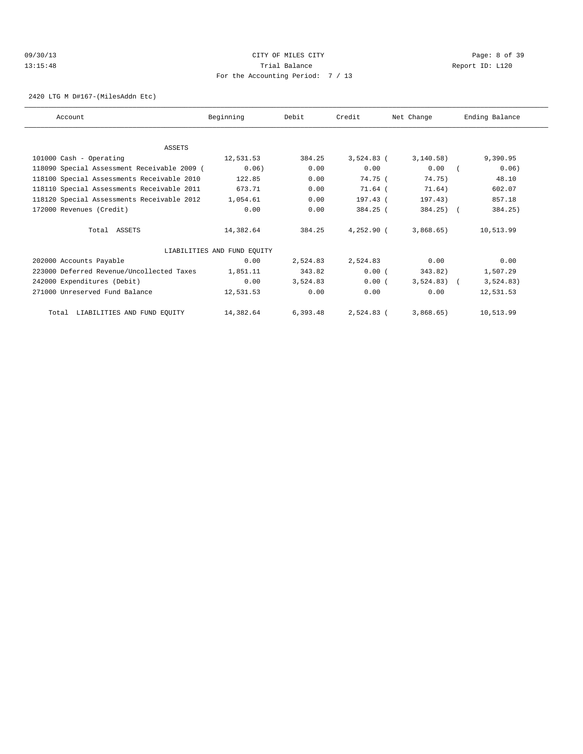09/30/13 CITY OF MILES CITY
13:15:48 Trial Balance Report ID: L120
For the Accounting Period: 7 / 13

2420 LTG M D#167-(MilesAddn Etc)

| Account | Beginning | Debit | Credit | Net Change | Ending Balance |
|---|---|---|---|---|---|
| **ASSETS** | | | | | |
| 101000 Cash - Operating | 12,531.53 | 384.25 | 3,524.83 | (3,140.58) | 9,390.95 |
| 118090 Special Assessment Receivable 2009 | (0.06) | 0.00 | 0.00 | 0.00 | (0.06) |
| 118100 Special Assessments Receivable 2010 | 122.85 | 0.00 | 74.75 | (74.75) | 48.10 |
| 118110 Special Assessments Receivable 2011 | 673.71 | 0.00 | 71.64 | (71.64) | 602.07 |
| 118120 Special Assessments Receivable 2012 | 1,054.61 | 0.00 | 197.43 | (197.43) | 857.18 |
| 172000 Revenues (Credit) | 0.00 | 0.00 | 384.25 | (384.25) | (384.25) |
| Total ASSETS | 14,382.64 | 384.25 | 4,252.90 | (3,868.65) | 10,513.99 |
| **LIABILITIES AND FUND EQUITY** | | | | | |
| 202000 Accounts Payable | 0.00 | 2,524.83 | 2,524.83 | 0.00 | 0.00 |
| 223000 Deferred Revenue/Uncollected Taxes | 1,851.11 | 343.82 | 0.00 | (343.82) | 1,507.29 |
| 242000 Expenditures (Debit) | 0.00 | 3,524.83 | 0.00 | (3,524.83) | (3,524.83) |
| 271000 Unreserved Fund Balance | 12,531.53 | 0.00 | 0.00 | 0.00 | 12,531.53 |
| Total LIABILITIES AND FUND EQUITY | 14,382.64 | 6,393.48 | 2,524.83 | (3,868.65) | 10,513.99 |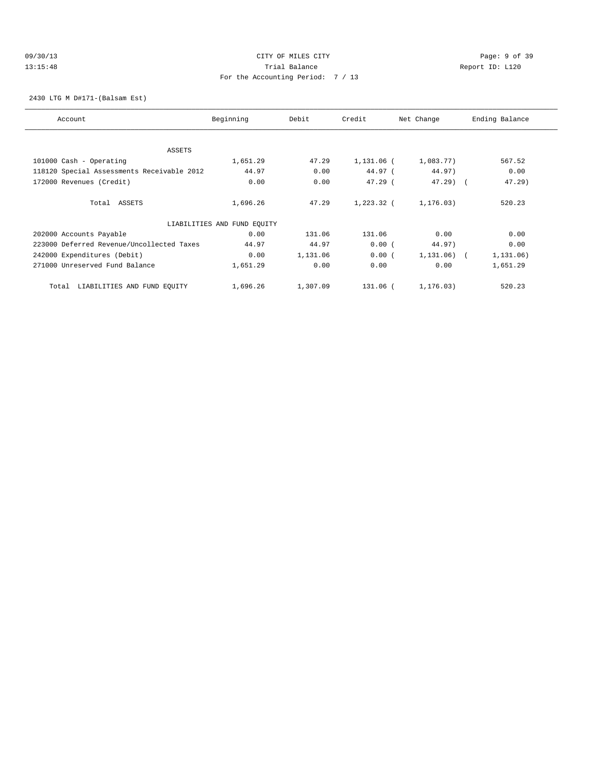09/30/13 CITY OF MILES CITY
13:15:48 Trial Balance Report ID: L120
For the Accounting Period: 7 / 13

2430 LTG M D#171-(Balsam Est)

| Account | Beginning | Debit | Credit | Net Change | Ending Balance |
|---|---|---|---|---|---|
| ASSETS | | | | | |
| 101000 Cash - Operating | 1,651.29 | 47.29 | 1,131.06 | ( 1,083.77) | 567.52 |
| 118120 Special Assessments Receivable 2012 | 44.97 | 0.00 | 44.97 | ( 44.97) | 0.00 |
| 172000 Revenues (Credit) | 0.00 | 0.00 | 47.29 | ( 47.29) | ( 47.29) |
| Total ASSETS | 1,696.26 | 47.29 | 1,223.32 | ( 1,176.03) | 520.23 |
| LIABILITIES AND FUND EQUITY | | | | | |
| 202000 Accounts Payable | 0.00 | 131.06 | 131.06 | 0.00 | 0.00 |
| 223000 Deferred Revenue/Uncollected Taxes | 44.97 | 44.97 | 0.00 | ( 44.97) | 0.00 |
| 242000 Expenditures (Debit) | 0.00 | 1,131.06 | 0.00 | ( 1,131.06) | ( 1,131.06) |
| 271000 Unreserved Fund Balance | 1,651.29 | 0.00 | 0.00 | 0.00 | 1,651.29 |
| Total LIABILITIES AND FUND EQUITY | 1,696.26 | 1,307.09 | 131.06 | ( 1,176.03) | 520.23 |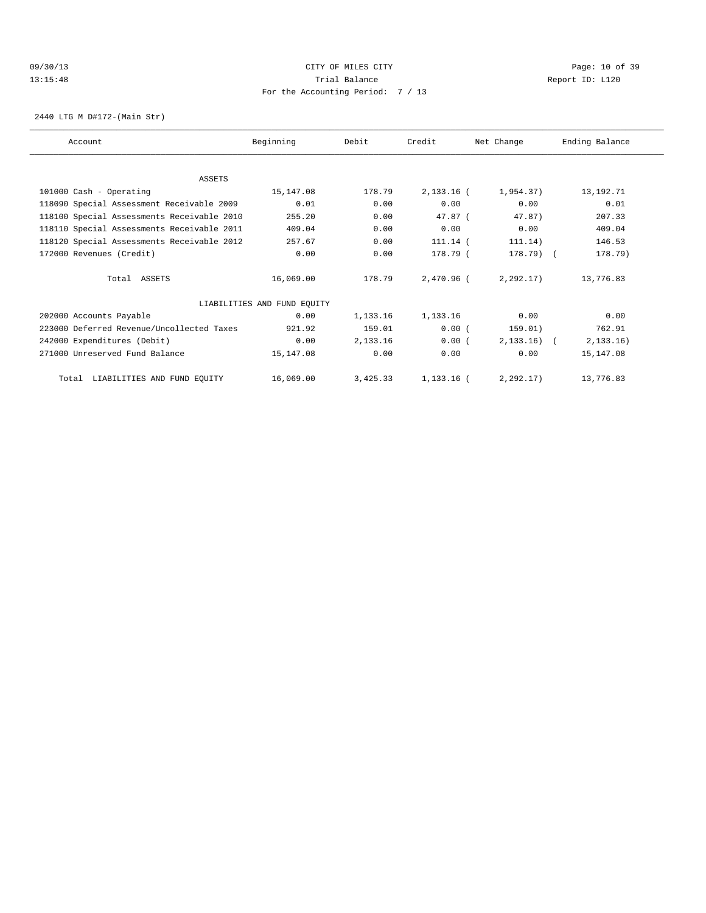CITY OF MILES CITY

Trial Balance

For the Accounting Period: 7 / 13

09/30/13 13:15:48 Report ID: L120

2440 LTG M D#172-(Main Str)

| Account | Beginning | Debit | Credit | Net Change | Ending Balance |
|---|---|---|---|---|---|
| ASSETS | | | | | |
| 101000 Cash - Operating | 15,147.08 | 178.79 | 2,133.16 | ( 1,954.37) | 13,192.71 |
| 118090 Special Assessment Receivable 2009 | 0.01 | 0.00 | 0.00 | 0.00 | 0.01 |
| 118100 Special Assessments Receivable 2010 | 255.20 | 0.00 | 47.87 | ( 47.87) | 207.33 |
| 118110 Special Assessments Receivable 2011 | 409.04 | 0.00 | 0.00 | 0.00 | 409.04 |
| 118120 Special Assessments Receivable 2012 | 257.67 | 0.00 | 111.14 | ( 111.14) | 146.53 |
| 172000 Revenues (Credit) | 0.00 | 0.00 | 178.79 | ( 178.79) | ( 178.79) |
| Total ASSETS | 16,069.00 | 178.79 | 2,470.96 | ( 2,292.17) | 13,776.83 |
| LIABILITIES AND FUND EQUITY | | | | | |
| 202000 Accounts Payable | 0.00 | 1,133.16 | 1,133.16 | 0.00 | 0.00 |
| 223000 Deferred Revenue/Uncollected Taxes | 921.92 | 159.01 | 0.00 | ( 159.01) | 762.91 |
| 242000 Expenditures (Debit) | 0.00 | 2,133.16 | 0.00 | ( 2,133.16) | ( 2,133.16) |
| 271000 Unreserved Fund Balance | 15,147.08 | 0.00 | 0.00 | 0.00 | 15,147.08 |
| Total LIABILITIES AND FUND EQUITY | 16,069.00 | 3,425.33 | 1,133.16 | ( 2,292.17) | 13,776.83 |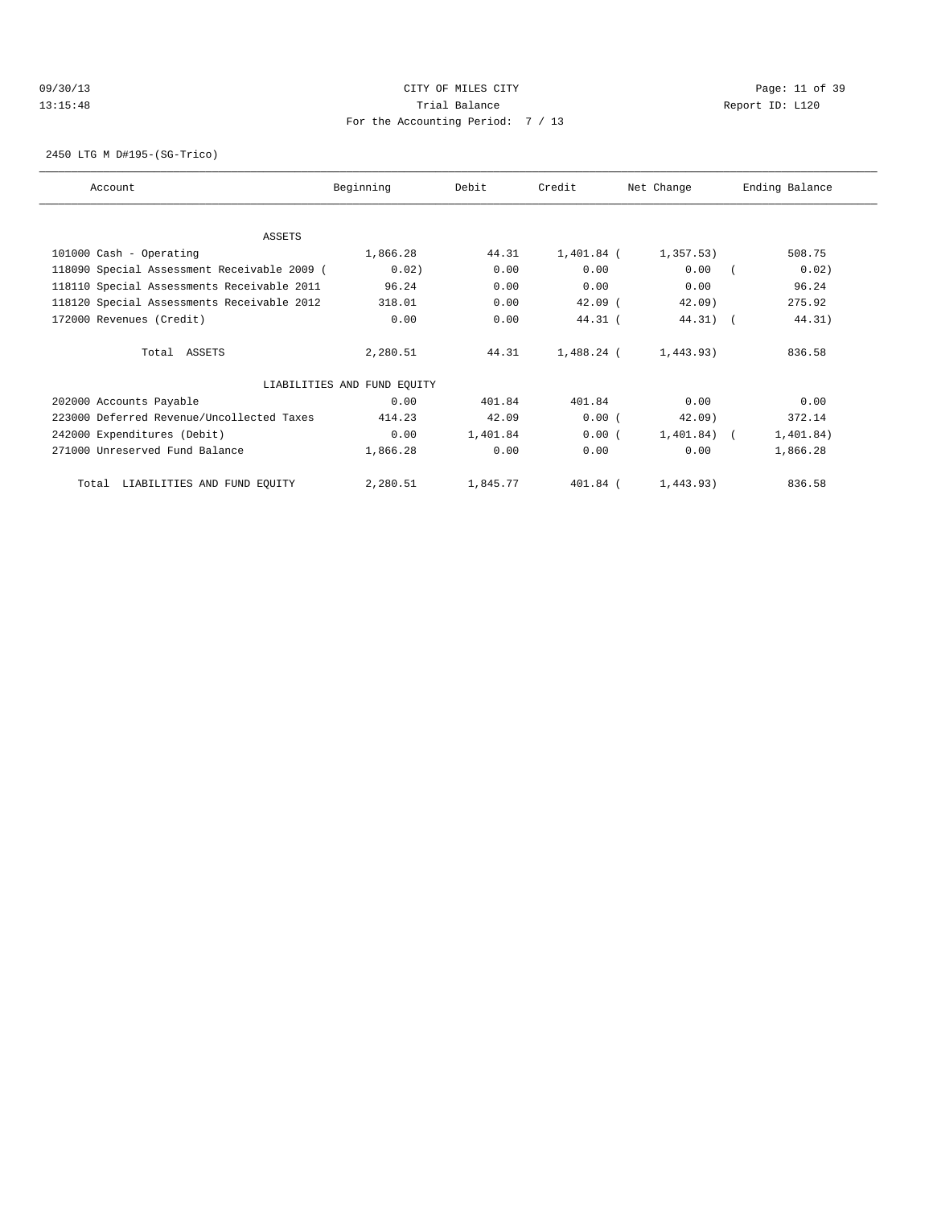CITY OF MILES CITY
Trial Balance
For the Accounting Period: 7 / 13

09/30/13
13:15:48

Report ID: L120

2450 LTG M D#195-(SG-Trico)

| Account | Beginning | Debit | Credit | Net Change | Ending Balance |
|---|---|---|---|---|---|
| ASSETS | | | | | |
| 101000 Cash - Operating | 1,866.28 | 44.31 | 1,401.84 | (1,357.53) | 508.75 |
| 118090 Special Assessment Receivable 2009 ( | 0.02) | 0.00 | 0.00 | 0.00 | (0.02) |
| 118110 Special Assessments Receivable 2011 | 96.24 | 0.00 | 0.00 | 0.00 | 96.24 |
| 118120 Special Assessments Receivable 2012 | 318.01 | 0.00 | 42.09 | (42.09) | 275.92 |
| 172000 Revenues (Credit) | 0.00 | 0.00 | 44.31 | (44.31) | (44.31) |
| Total ASSETS | 2,280.51 | 44.31 | 1,488.24 | (1,443.93) | 836.58 |
| LIABILITIES AND FUND EQUITY | | | | | |
| 202000 Accounts Payable | 0.00 | 401.84 | 401.84 | 0.00 | 0.00 |
| 223000 Deferred Revenue/Uncollected Taxes | 414.23 | 42.09 | 0.00 | (42.09) | 372.14 |
| 242000 Expenditures (Debit) | 0.00 | 1,401.84 | 0.00 | (1,401.84) | (1,401.84) |
| 271000 Unreserved Fund Balance | 1,866.28 | 0.00 | 0.00 | 0.00 | 1,866.28 |
| Total LIABILITIES AND FUND EQUITY | 2,280.51 | 1,845.77 | 401.84 | (1,443.93) | 836.58 |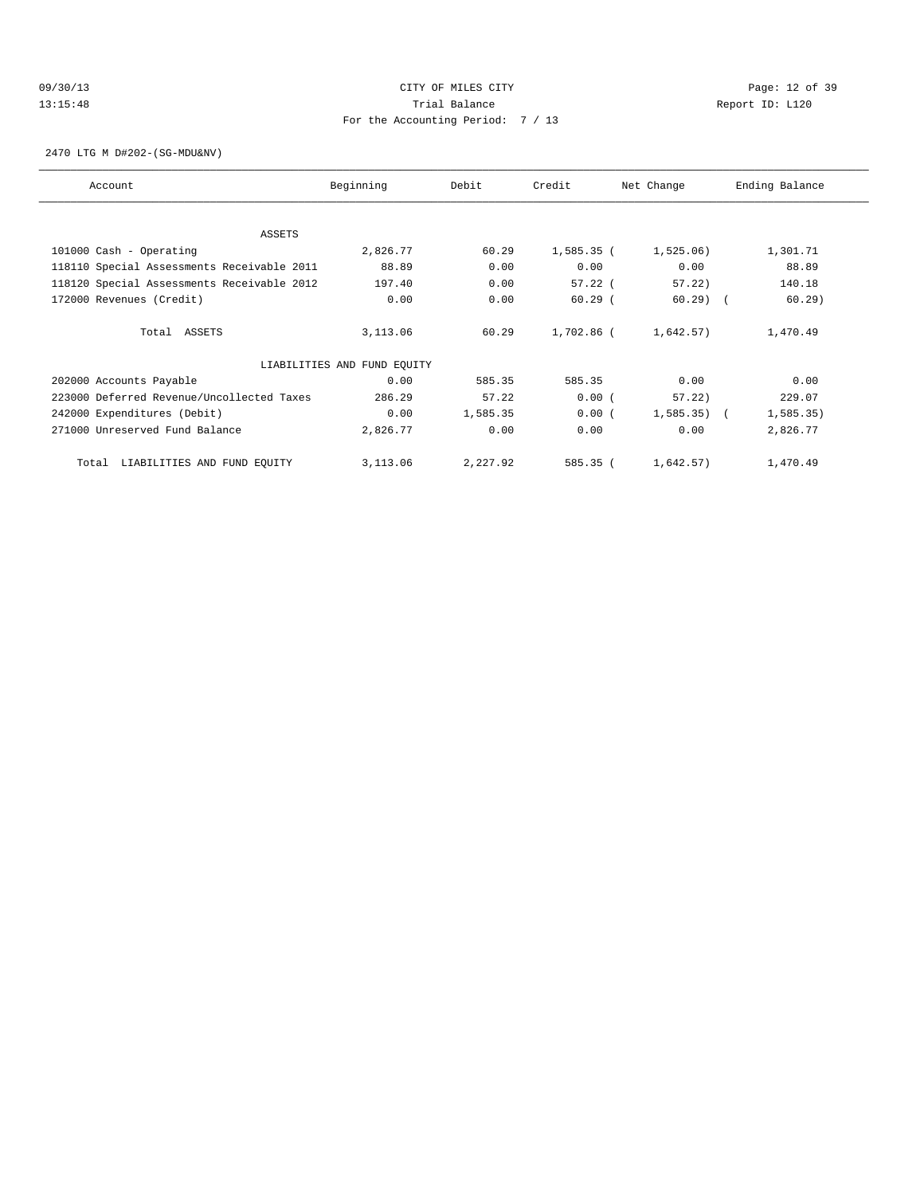CITY OF MILES CITY
Trial Balance
For the Accounting Period: 7 / 13

09/30/13 13:15:48 Report ID: L120

2470 LTG M D#202-(SG-MDU&NV)

| Account | Beginning | Debit | Credit | Net Change | Ending Balance |
|---|---|---|---|---|---|
| ASSETS | | | | | |
| 101000 Cash - Operating | 2,826.77 | 60.29 | 1,585.35 | ( 1,525.06) | 1,301.71 |
| 118110 Special Assessments Receivable 2011 | 88.89 | 0.00 | 0.00 | 0.00 | 88.89 |
| 118120 Special Assessments Receivable 2012 | 197.40 | 0.00 | 57.22 | ( 57.22) | 140.18 |
| 172000 Revenues (Credit) | 0.00 | 0.00 | 60.29 | ( 60.29) | ( 60.29) |
| Total ASSETS | 3,113.06 | 60.29 | 1,702.86 | ( 1,642.57) | 1,470.49 |
| LIABILITIES AND FUND EQUITY | | | | | |
| 202000 Accounts Payable | 0.00 | 585.35 | 585.35 | 0.00 | 0.00 |
| 223000 Deferred Revenue/Uncollected Taxes | 286.29 | 57.22 | 0.00 | ( 57.22) | 229.07 |
| 242000 Expenditures (Debit) | 0.00 | 1,585.35 | 0.00 | ( 1,585.35) | ( 1,585.35) |
| 271000 Unreserved Fund Balance | 2,826.77 | 0.00 | 0.00 | 0.00 | 2,826.77 |
| Total LIABILITIES AND FUND EQUITY | 3,113.06 | 2,227.92 | 585.35 | ( 1,642.57) | 1,470.49 |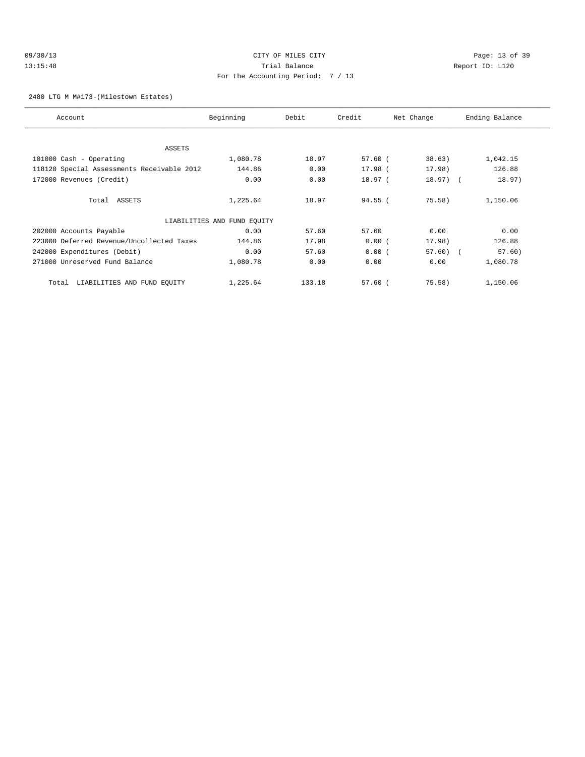CITY OF MILES CITY

Trial Balance

For the Accounting Period: 7 / 13

09/30/13 13:15:48 Report ID: L120

2480 LTG M M#173-(Milestown Estates)

| Account | Beginning | Debit | Credit | Net Change | Ending Balance |
|---|---|---|---|---|---|
| ASSETS | | | | | |
| 101000 Cash - Operating | 1,080.78 | 18.97 | 57.60 | ( 38.63) | 1,042.15 |
| 118120 Special Assessments Receivable 2012 | 144.86 | 0.00 | 17.98 | ( 17.98) | 126.88 |
| 172000 Revenues (Credit) | 0.00 | 0.00 | 18.97 | ( 18.97) | ( 18.97) |
| Total ASSETS | 1,225.64 | 18.97 | 94.55 | ( 75.58) | 1,150.06 |
| LIABILITIES AND FUND EQUITY | | | | | |
| 202000 Accounts Payable | 0.00 | 57.60 | 57.60 | 0.00 | 0.00 |
| 223000 Deferred Revenue/Uncollected Taxes | 144.86 | 17.98 | 0.00 | ( 17.98) | 126.88 |
| 242000 Expenditures (Debit) | 0.00 | 57.60 | 0.00 | ( 57.60) | ( 57.60) |
| 271000 Unreserved Fund Balance | 1,080.78 | 0.00 | 0.00 | 0.00 | 1,080.78 |
| Total LIABILITIES AND FUND EQUITY | 1,225.64 | 133.18 | 57.60 | ( 75.58) | 1,150.06 |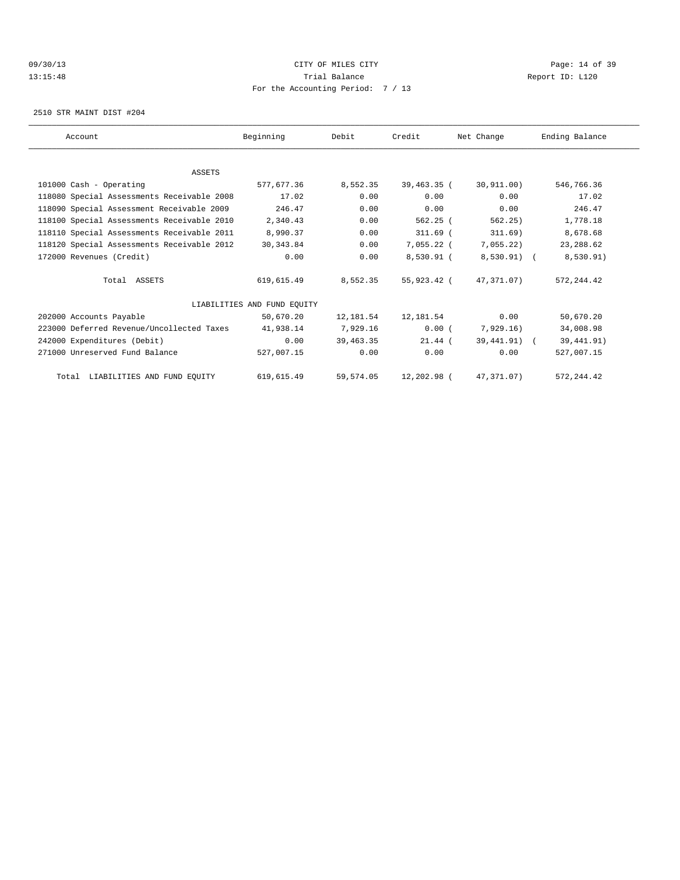CITY OF MILES CITY
Trial Balance
For the Accounting Period: 7 / 13

09/30/13 13:15:48 — Report ID: L120

2510 STR MAINT DIST #204

| Account | Beginning | Debit | Credit | Net Change | Ending Balance |
|---|---|---|---|---|---|
| ASSETS | | | | | |
| 101000 Cash - Operating | 577,677.36 | 8,552.35 | 39,463.35 | (30,911.00) | 546,766.36 |
| 118080 Special Assessments Receivable 2008 | 17.02 | 0.00 | 0.00 | 0.00 | 17.02 |
| 118090 Special Assessment Receivable 2009 | 246.47 | 0.00 | 0.00 | 0.00 | 246.47 |
| 118100 Special Assessments Receivable 2010 | 2,340.43 | 0.00 | 562.25 | (562.25) | 1,778.18 |
| 118110 Special Assessments Receivable 2011 | 8,990.37 | 0.00 | 311.69 | (311.69) | 8,678.68 |
| 118120 Special Assessments Receivable 2012 | 30,343.84 | 0.00 | 7,055.22 | (7,055.22) | 23,288.62 |
| 172000 Revenues (Credit) | 0.00 | 0.00 | 8,530.91 | (8,530.91) | (8,530.91) |
| Total ASSETS | 619,615.49 | 8,552.35 | 55,923.42 | (47,371.07) | 572,244.42 |
| LIABILITIES AND FUND EQUITY | | | | | |
| 202000 Accounts Payable | 50,670.20 | 12,181.54 | 12,181.54 | 0.00 | 50,670.20 |
| 223000 Deferred Revenue/Uncollected Taxes | 41,938.14 | 7,929.16 | 0.00 | (7,929.16) | 34,008.98 |
| 242000 Expenditures (Debit) | 0.00 | 39,463.35 | 21.44 | (39,441.91) | (39,441.91) |
| 271000 Unreserved Fund Balance | 527,007.15 | 0.00 | 0.00 | 0.00 | 527,007.15 |
| Total LIABILITIES AND FUND EQUITY | 619,615.49 | 59,574.05 | 12,202.98 | (47,371.07) | 572,244.42 |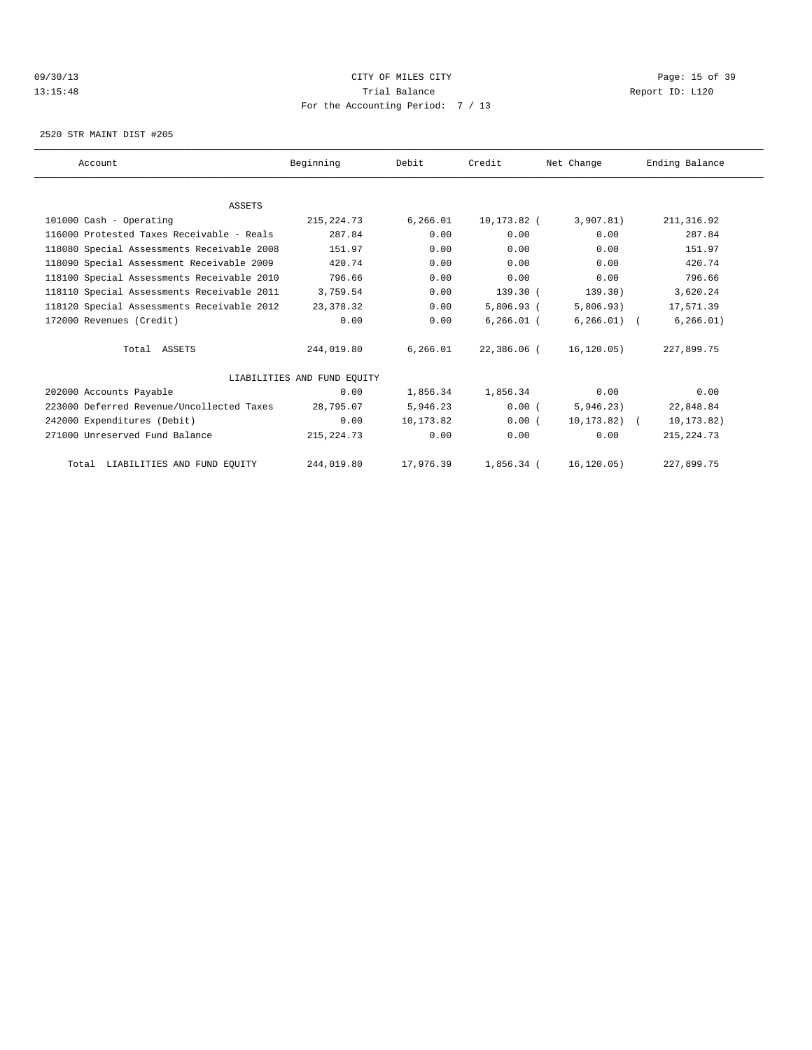CITY OF MILES CITY

Trial Balance

For the Accounting Period: 7 / 13

09/30/13 13:15:48 — Report ID: L120

2520 STR MAINT DIST #205

| Account | Beginning | Debit | Credit | Net Change | Ending Balance |
|---|---|---|---|---|---|
| ASSETS | | | | | |
| 101000 Cash - Operating | 215,224.73 | 6,266.01 | 10,173.82 | (3,907.81) | 211,316.92 |
| 116000 Protested Taxes Receivable - Reals | 287.84 | 0.00 | 0.00 | 0.00 | 287.84 |
| 118080 Special Assessments Receivable 2008 | 151.97 | 0.00 | 0.00 | 0.00 | 151.97 |
| 118090 Special Assessment Receivable 2009 | 420.74 | 0.00 | 0.00 | 0.00 | 420.74 |
| 118100 Special Assessments Receivable 2010 | 796.66 | 0.00 | 0.00 | 0.00 | 796.66 |
| 118110 Special Assessments Receivable 2011 | 3,759.54 | 0.00 | 139.30 | (139.30) | 3,620.24 |
| 118120 Special Assessments Receivable 2012 | 23,378.32 | 0.00 | 5,806.93 | (5,806.93) | 17,571.39 |
| 172000 Revenues (Credit) | 0.00 | 0.00 | 6,266.01 | (6,266.01) | (6,266.01) |
| Total ASSETS | 244,019.80 | 6,266.01 | 22,386.06 | (16,120.05) | 227,899.75 |
| LIABILITIES AND FUND EQUITY | | | | | |
| 202000 Accounts Payable | 0.00 | 1,856.34 | 1,856.34 | 0.00 | 0.00 |
| 223000 Deferred Revenue/Uncollected Taxes | 28,795.07 | 5,946.23 | 0.00 | (5,946.23) | 22,848.84 |
| 242000 Expenditures (Debit) | 0.00 | 10,173.82 | 0.00 | (10,173.82) | (10,173.82) |
| 271000 Unreserved Fund Balance | 215,224.73 | 0.00 | 0.00 | 0.00 | 215,224.73 |
| Total LIABILITIES AND FUND EQUITY | 244,019.80 | 17,976.39 | 1,856.34 | (16,120.05) | 227,899.75 |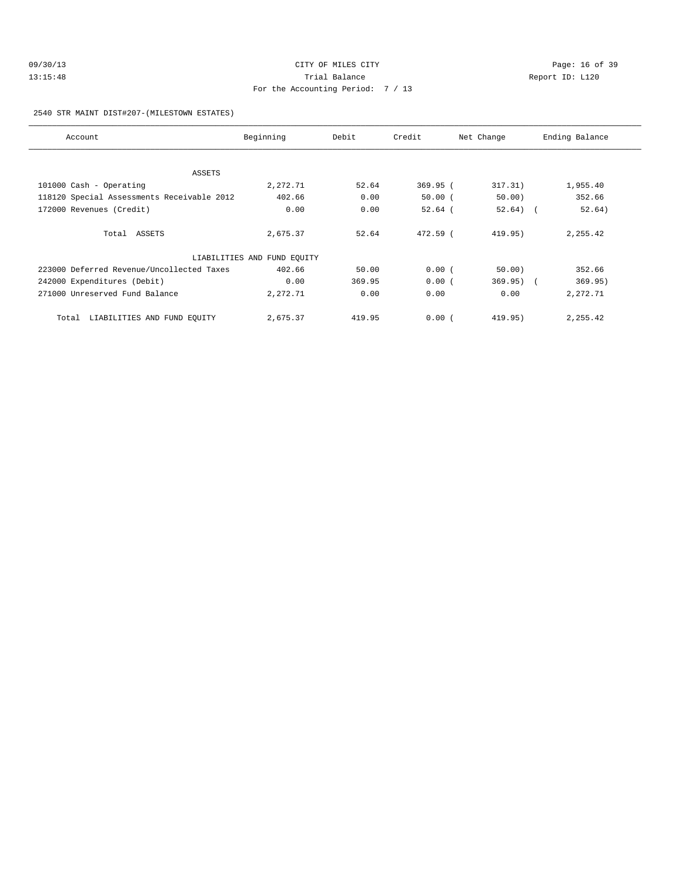09/30/13 CITY OF MILES CITY

13:15:48 Trial Balance Report ID: L120

For the Accounting Period: 7 / 13

2540 STR MAINT DIST#207-(MILESTOWN ESTATES)

| Account | Beginning | Debit | Credit | Net Change | Ending Balance |
|---|---|---|---|---|---|
| ASSETS | | | | | |
| 101000 Cash - Operating | 2,272.71 | 52.64 | 369.95 | (317.31) | 1,955.40 |
| 118120 Special Assessments Receivable 2012 | 402.66 | 0.00 | 50.00 | (50.00) | 352.66 |
| 172000 Revenues (Credit) | 0.00 | 0.00 | 52.64 | (52.64) | (52.64) |
| Total ASSETS | 2,675.37 | 52.64 | 472.59 | (419.95) | 2,255.42 |
| LIABILITIES AND FUND EQUITY | | | | | |
| 223000 Deferred Revenue/Uncollected Taxes | 402.66 | 50.00 | 0.00 | (50.00) | 352.66 |
| 242000 Expenditures (Debit) | 0.00 | 369.95 | 0.00 | (369.95) | (369.95) |
| 271000 Unreserved Fund Balance | 2,272.71 | 0.00 | 0.00 | 0.00 | 2,272.71 |
| Total LIABILITIES AND FUND EQUITY | 2,675.37 | 419.95 | 0.00 | (419.95) | 2,255.42 |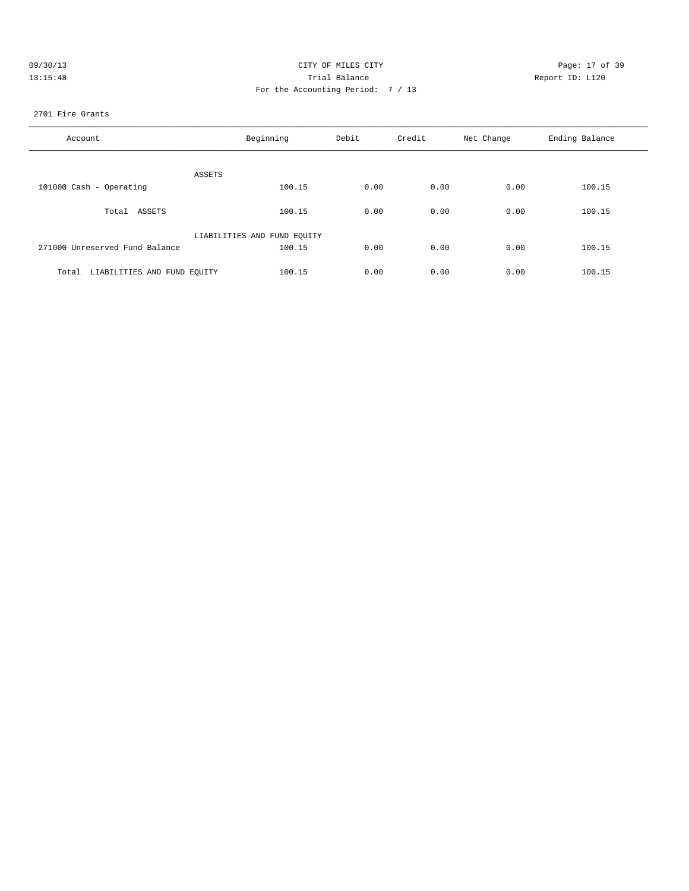CITY OF MILES CITY

Trial Balance

For the Accounting Period: 7 / 13

09/30/13 13:15:48

Report ID: L120

2701 Fire Grants

| Account | Beginning | Debit | Credit | Net Change | Ending Balance |
|---|---|---|---|---|---|
| ASSETS | | | | | |
| 101000 Cash - Operating | 100.15 | 0.00 | 0.00 | 0.00 | 100.15 |
| Total ASSETS | 100.15 | 0.00 | 0.00 | 0.00 | 100.15 |
| LIABILITIES AND FUND EQUITY | | | | | |
| 271000 Unreserved Fund Balance | 100.15 | 0.00 | 0.00 | 0.00 | 100.15 |
| Total LIABILITIES AND FUND EQUITY | 100.15 | 0.00 | 0.00 | 0.00 | 100.15 |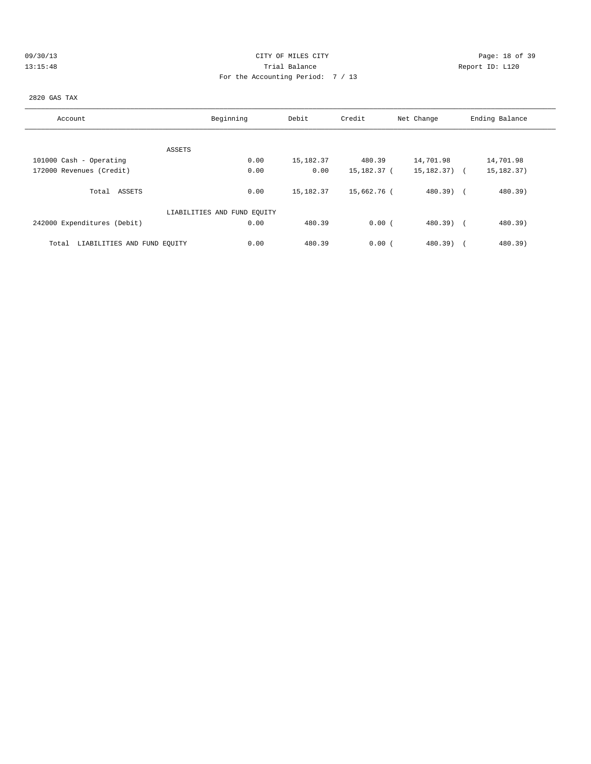CITY OF MILES CITY

Trial Balance

For the Accounting Period: 7 / 13

09/30/13 13:15:48 Report ID: L120

2820 GAS TAX

| Account | Beginning | Debit | Credit | Net Change | Ending Balance |
|---|---|---|---|---|---|
| ASSETS | | | | | |
| 101000 Cash - Operating | 0.00 | 15,182.37 | 480.39 | 14,701.98 | 14,701.98 |
| 172000 Revenues (Credit) | 0.00 | 0.00 | 15,182.37 | ( 15,182.37) | ( 15,182.37) |
| Total ASSETS | 0.00 | 15,182.37 | 15,662.76 | ( 480.39) | ( 480.39) |
| LIABILITIES AND FUND EQUITY | | | | | |
| 242000 Expenditures (Debit) | 0.00 | 480.39 | 0.00 | ( 480.39) | ( 480.39) |
| Total LIABILITIES AND FUND EQUITY | 0.00 | 480.39 | 0.00 | ( 480.39) | ( 480.39) |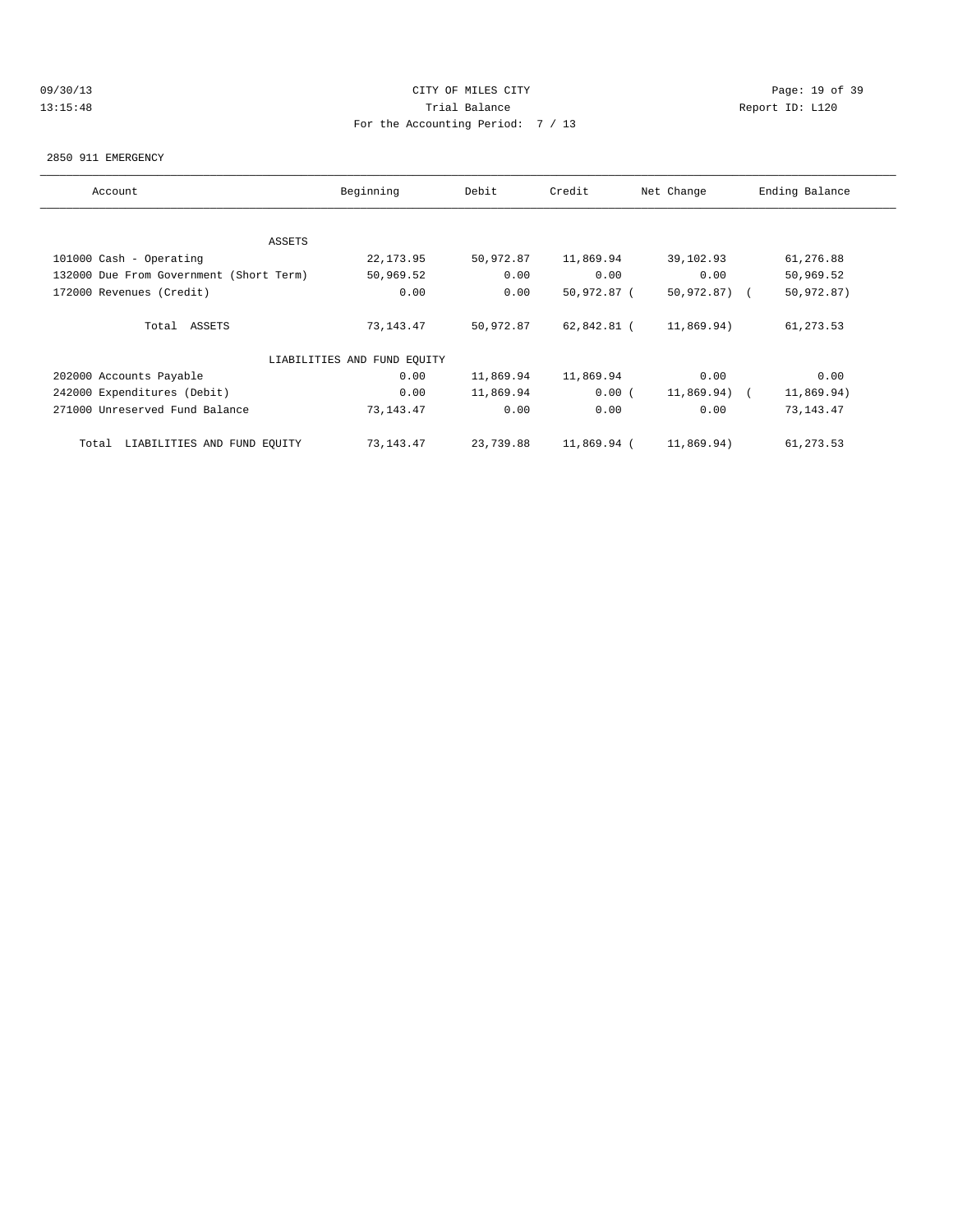CITY OF MILES CITY

Trial Balance

For the Accounting Period: 7 / 13

09/30/13
13:15:48

Report ID: L120

2850 911 EMERGENCY

| Account | Beginning | Debit | Credit | Net Change | Ending Balance |
|---|---|---|---|---|---|
| ASSETS | | | | | |
| 101000 Cash - Operating | 22,173.95 | 50,972.87 | 11,869.94 | 39,102.93 | 61,276.88 |
| 132000 Due From Government (Short Term) | 50,969.52 | 0.00 | 0.00 | 0.00 | 50,969.52 |
| 172000 Revenues (Credit) | 0.00 | 0.00 | 50,972.87 | ( 50,972.87) | ( 50,972.87) |
| Total ASSETS | 73,143.47 | 50,972.87 | 62,842.81 | ( 11,869.94) | 61,273.53 |
| LIABILITIES AND FUND EQUITY | | | | | |
| 202000 Accounts Payable | 0.00 | 11,869.94 | 11,869.94 | 0.00 | 0.00 |
| 242000 Expenditures (Debit) | 0.00 | 11,869.94 | 0.00 | ( 11,869.94) | ( 11,869.94) |
| 271000 Unreserved Fund Balance | 73,143.47 | 0.00 | 0.00 | 0.00 | 73,143.47 |
| Total LIABILITIES AND FUND EQUITY | 73,143.47 | 23,739.88 | 11,869.94 | ( 11,869.94) | 61,273.53 |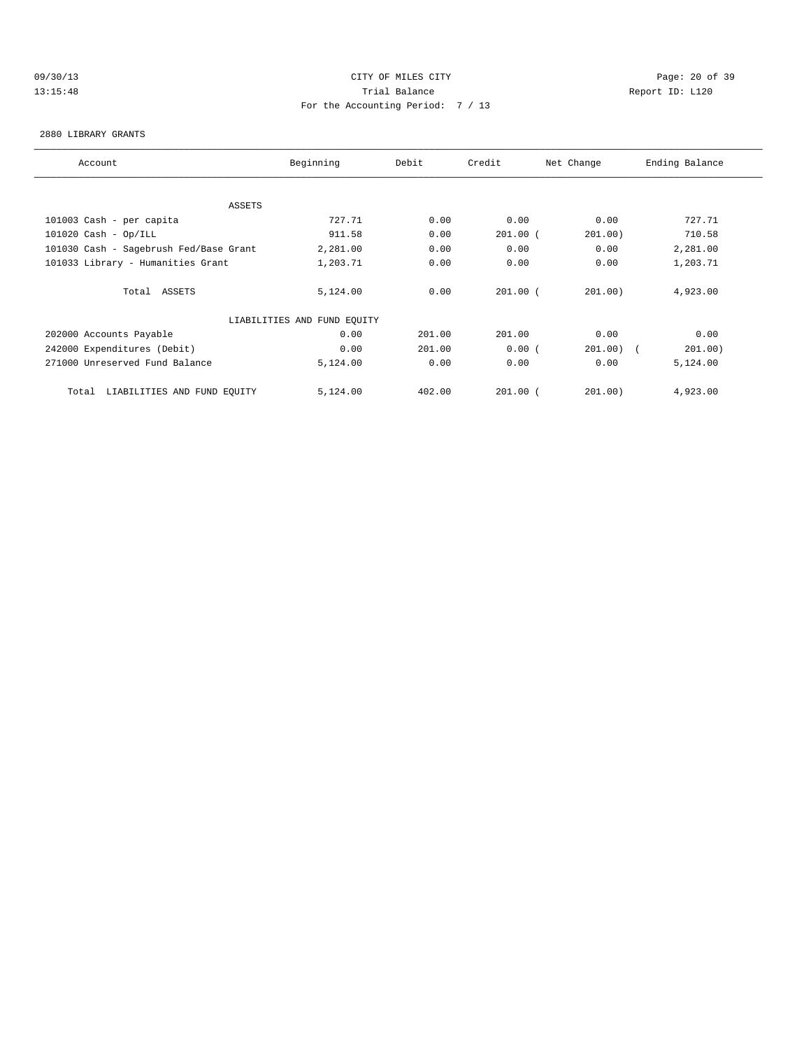CITY OF MILES CITY
Trial Balance
For the Accounting Period: 7 / 13

09/30/13
13:15:48

Report ID: L120

2880 LIBRARY GRANTS

| Account | Beginning | Debit | Credit | Net Change | Ending Balance |
|---|---|---|---|---|---|
| ASSETS | | | | | |
| 101003 Cash - per capita | 727.71 | 0.00 | 0.00 | 0.00 | 727.71 |
| 101020 Cash - Op/ILL | 911.58 | 0.00 | 201.00 | (201.00) | 710.58 |
| 101030 Cash - Sagebrush Fed/Base Grant | 2,281.00 | 0.00 | 0.00 | 0.00 | 2,281.00 |
| 101033 Library - Humanities Grant | 1,203.71 | 0.00 | 0.00 | 0.00 | 1,203.71 |
| Total ASSETS | 5,124.00 | 0.00 | 201.00 | (201.00) | 4,923.00 |
| LIABILITIES AND FUND EQUITY | | | | | |
| 202000 Accounts Payable | 0.00 | 201.00 | 201.00 | 0.00 | 0.00 |
| 242000 Expenditures (Debit) | 0.00 | 201.00 | 0.00 | (201.00) | (201.00) |
| 271000 Unreserved Fund Balance | 5,124.00 | 0.00 | 0.00 | 0.00 | 5,124.00 |
| Total LIABILITIES AND FUND EQUITY | 5,124.00 | 402.00 | 201.00 | (201.00) | 4,923.00 |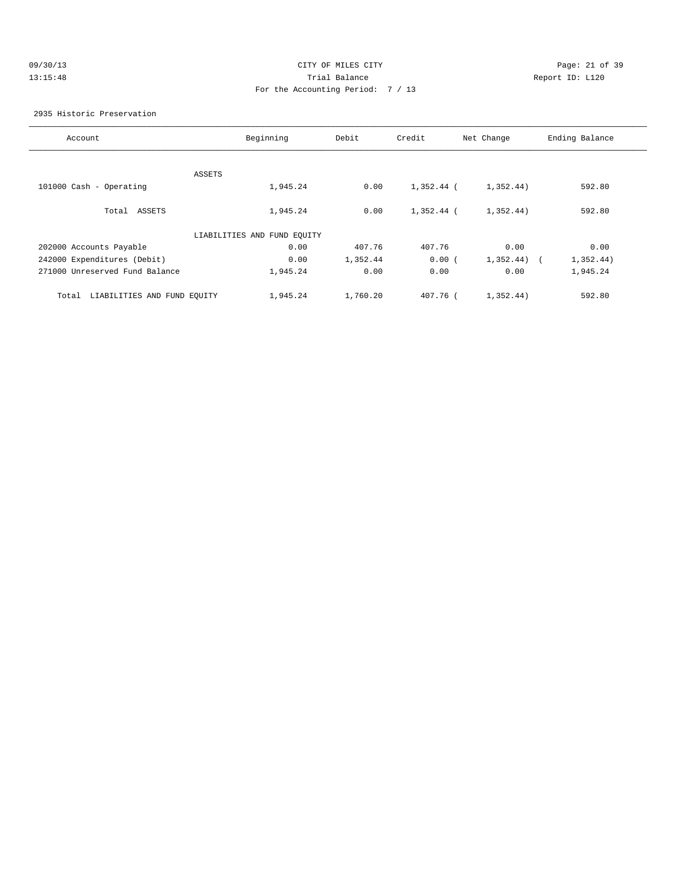CITY OF MILES CITY
Trial Balance
For the Accounting Period: 7 / 13

09/30/13
13:15:48

Report ID: L120

2935 Historic Preservation

| Account | Beginning | Debit | Credit | Net Change | Ending Balance |
|---|---|---|---|---|---|
| ASSETS | | | | | |
| 101000 Cash - Operating | 1,945.24 | 0.00 | 1,352.44 | ( 1,352.44) | 592.80 |
| Total ASSETS | 1,945.24 | 0.00 | 1,352.44 | ( 1,352.44) | 592.80 |
| LIABILITIES AND FUND EQUITY | | | | | |
| 202000 Accounts Payable | 0.00 | 407.76 | 407.76 | 0.00 | 0.00 |
| 242000 Expenditures (Debit) | 0.00 | 1,352.44 | 0.00 | ( 1,352.44) | ( 1,352.44) |
| 271000 Unreserved Fund Balance | 1,945.24 | 0.00 | 0.00 | 0.00 | 1,945.24 |
| Total LIABILITIES AND FUND EQUITY | 1,945.24 | 1,760.20 | 407.76 | ( 1,352.44) | 592.80 |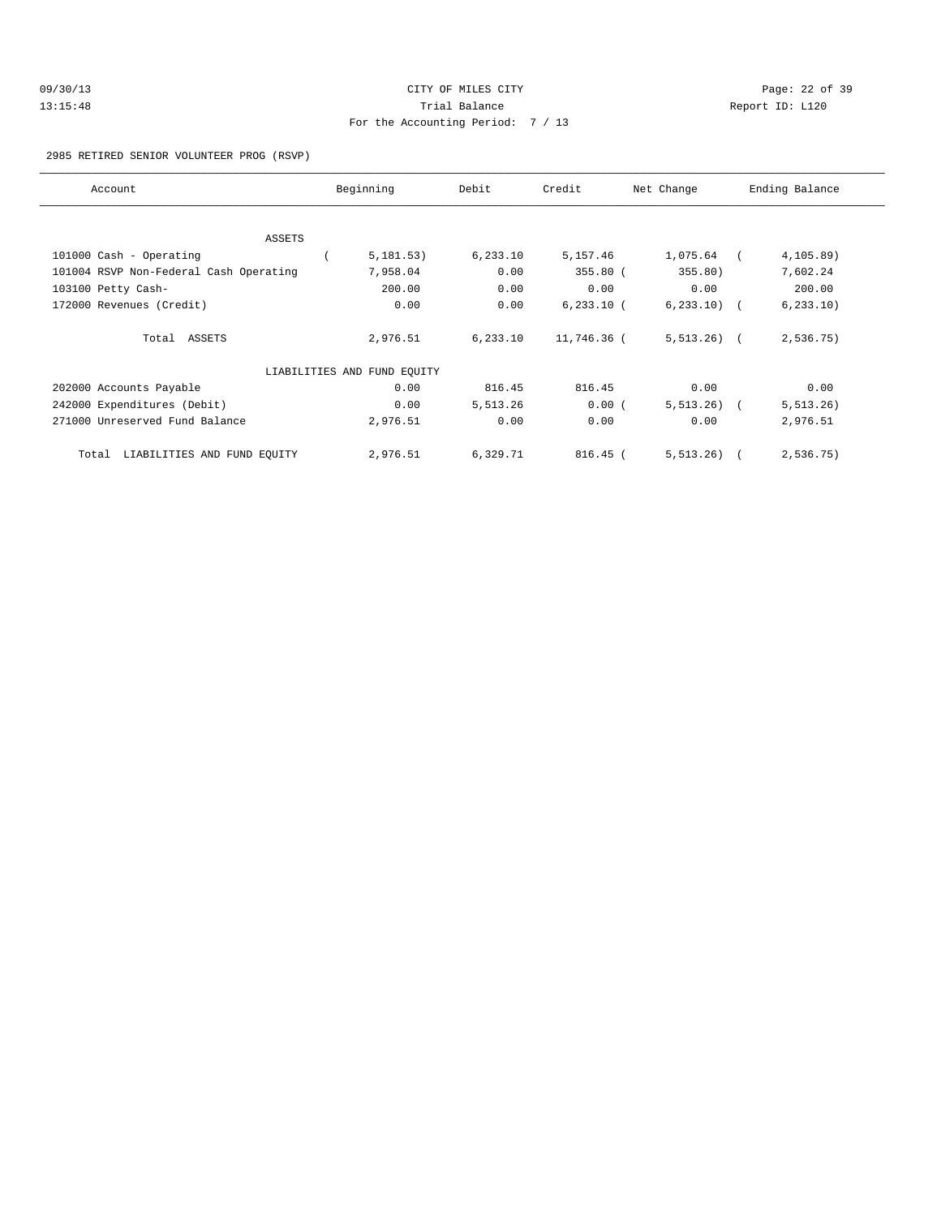CITY OF MILES CITY

Trial Balance

For the Accounting Period: 7 / 13

09/30/13 13:15:48

Report ID: L120

2985 RETIRED SENIOR VOLUNTEER PROG (RSVP)

| Account | Beginning | Debit | Credit | Net Change | Ending Balance |
|---|---|---|---|---|---|
| ASSETS | | | | | |
| 101000 Cash - Operating | ( 5,181.53) | 6,233.10 | 5,157.46 | 1,075.64 | ( 4,105.89) |
| 101004 RSVP Non-Federal Cash Operating | 7,958.04 | 0.00 | 355.80 | ( 355.80) | 7,602.24 |
| 103100 Petty Cash- | 200.00 | 0.00 | 0.00 | 0.00 | 200.00 |
| 172000 Revenues (Credit) | 0.00 | 0.00 | 6,233.10 | ( 6,233.10) | ( 6,233.10) |
| Total ASSETS | 2,976.51 | 6,233.10 | 11,746.36 | ( 5,513.26) | ( 2,536.75) |
| LIABILITIES AND FUND EQUITY | | | | | |
| 202000 Accounts Payable | 0.00 | 816.45 | 816.45 | 0.00 | 0.00 |
| 242000 Expenditures (Debit) | 0.00 | 5,513.26 | 0.00 | ( 5,513.26) | ( 5,513.26) |
| 271000 Unreserved Fund Balance | 2,976.51 | 0.00 | 0.00 | 0.00 | 2,976.51 |
| Total LIABILITIES AND FUND EQUITY | 2,976.51 | 6,329.71 | 816.45 | ( 5,513.26) | ( 2,536.75) |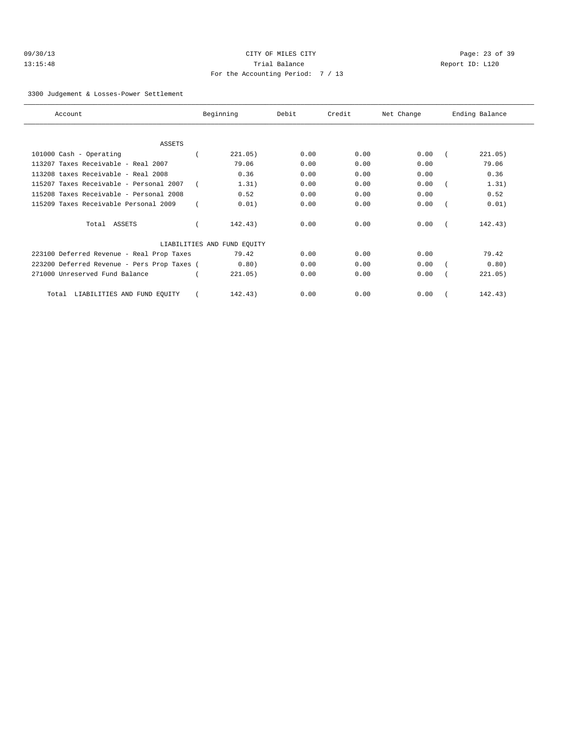CITY OF MILES CITY
Trial Balance
For the Accounting Period: 7 / 13

09/30/13
13:15:48

Report ID: L120

3300 Judgement & Losses-Power Settlement

| Account | Beginning | Debit | Credit | Net Change | Ending Balance |
|---|---|---|---|---|---|
| ASSETS | | | | | |
| 101000 Cash - Operating | ( 221.05) | 0.00 | 0.00 | 0.00 | ( 221.05) |
| 113207 Taxes Receivable - Real 2007 | 79.06 | 0.00 | 0.00 | 0.00 | 79.06 |
| 113208 taxes Receivable - Real 2008 | 0.36 | 0.00 | 0.00 | 0.00 | 0.36 |
| 115207 Taxes Receivable - Personal 2007 | ( 1.31) | 0.00 | 0.00 | 0.00 | ( 1.31) |
| 115208 Taxes Receivable - Personal 2008 | 0.52 | 0.00 | 0.00 | 0.00 | 0.52 |
| 115209 Taxes Receivable Personal 2009 | ( 0.01) | 0.00 | 0.00 | 0.00 | ( 0.01) |
| Total ASSETS | ( 142.43) | 0.00 | 0.00 | 0.00 | ( 142.43) |
| LIABILITIES AND FUND EQUITY | | | | | |
| 223100 Deferred Revenue - Real Prop Taxes | 79.42 | 0.00 | 0.00 | 0.00 | 79.42 |
| 223200 Deferred Revenue - Pers Prop Taxes | ( 0.80) | 0.00 | 0.00 | 0.00 | ( 0.80) |
| 271000 Unreserved Fund Balance | ( 221.05) | 0.00 | 0.00 | 0.00 | ( 221.05) |
| Total LIABILITIES AND FUND EQUITY | ( 142.43) | 0.00 | 0.00 | 0.00 | ( 142.43) |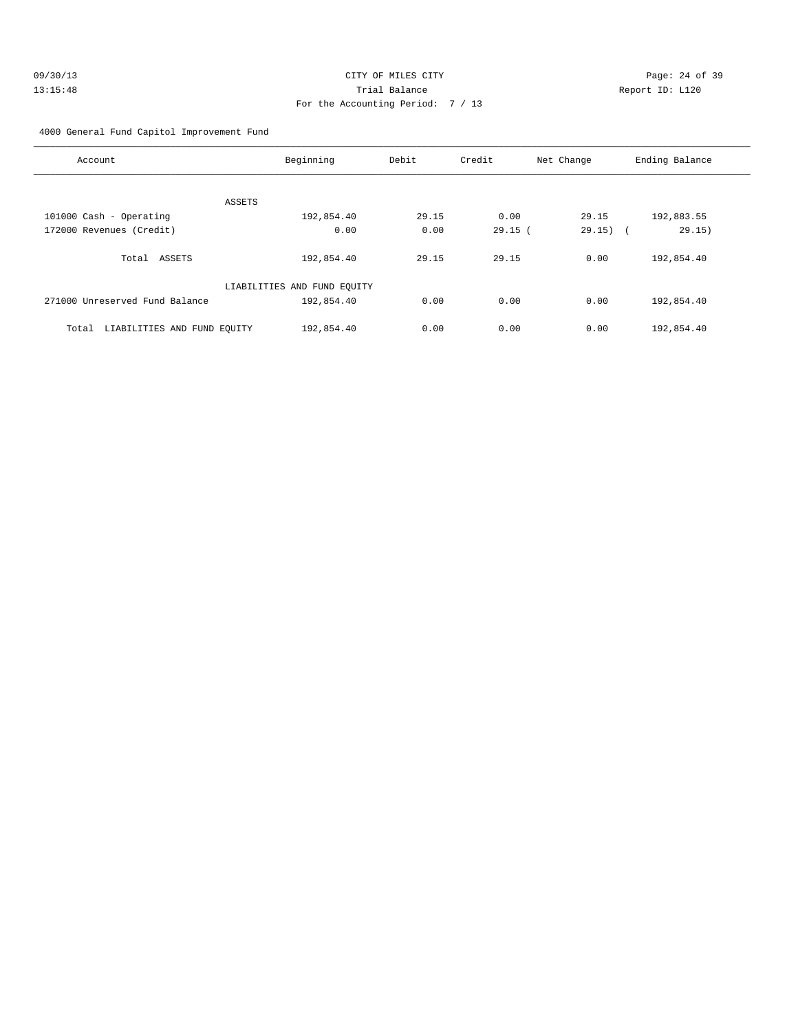CITY OF MILES CITY
Trial Balance
For the Accounting Period: 7 / 13

09/30/13 13:15:48 — Report ID: L120

4000 General Fund Capitol Improvement Fund

| Account | Beginning | Debit | Credit | Net Change | Ending Balance |
|---|---|---|---|---|---|
| ASSETS | | | | | |
| 101000 Cash - Operating | 192,854.40 | 29.15 | 0.00 | 29.15 | 192,883.55 |
| 172000 Revenues (Credit) | 0.00 | 0.00 | 29.15 | (29.15) | (29.15) |
| Total ASSETS | 192,854.40 | 29.15 | 29.15 | 0.00 | 192,854.40 |
| LIABILITIES AND FUND EQUITY | | | | | |
| 271000 Unreserved Fund Balance | 192,854.40 | 0.00 | 0.00 | 0.00 | 192,854.40 |
| Total LIABILITIES AND FUND EQUITY | 192,854.40 | 0.00 | 0.00 | 0.00 | 192,854.40 |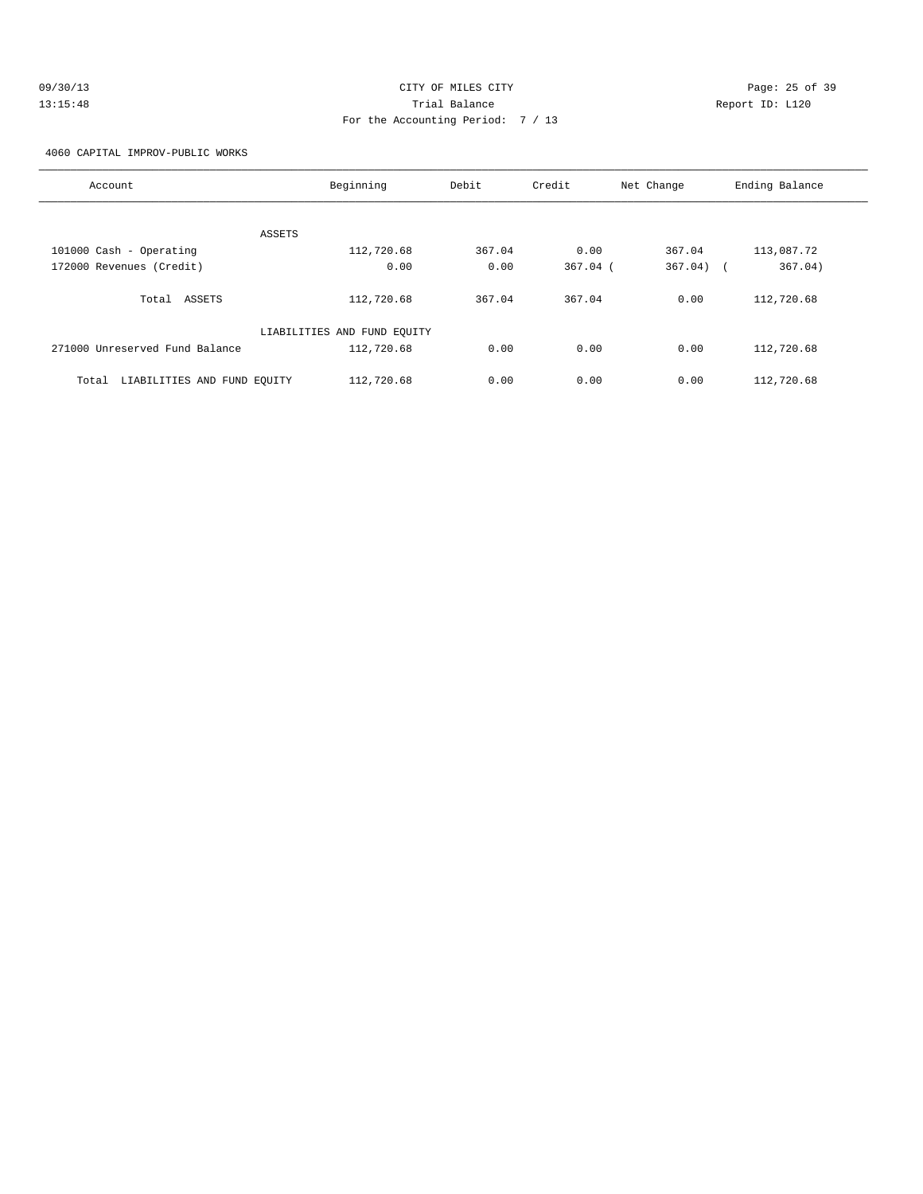CITY OF MILES CITY
Trial Balance
For the Accounting Period: 7 / 13

09/30/13
13:15:48

Report ID: L120

4060 CAPITAL IMPROV-PUBLIC WORKS

| Account | Beginning | Debit | Credit | Net Change | Ending Balance |
|---|---|---|---|---|---|
| ASSETS | | | | | |
| 101000 Cash - Operating | 112,720.68 | 367.04 | 0.00 | 367.04 | 113,087.72 |
| 172000 Revenues (Credit) | 0.00 | 0.00 | 367.04 | (367.04) | (367.04) |
| Total ASSETS | 112,720.68 | 367.04 | 367.04 | 0.00 | 112,720.68 |
| LIABILITIES AND FUND EQUITY | | | | | |
| 271000 Unreserved Fund Balance | 112,720.68 | 0.00 | 0.00 | 0.00 | 112,720.68 |
| Total LIABILITIES AND FUND EQUITY | 112,720.68 | 0.00 | 0.00 | 0.00 | 112,720.68 |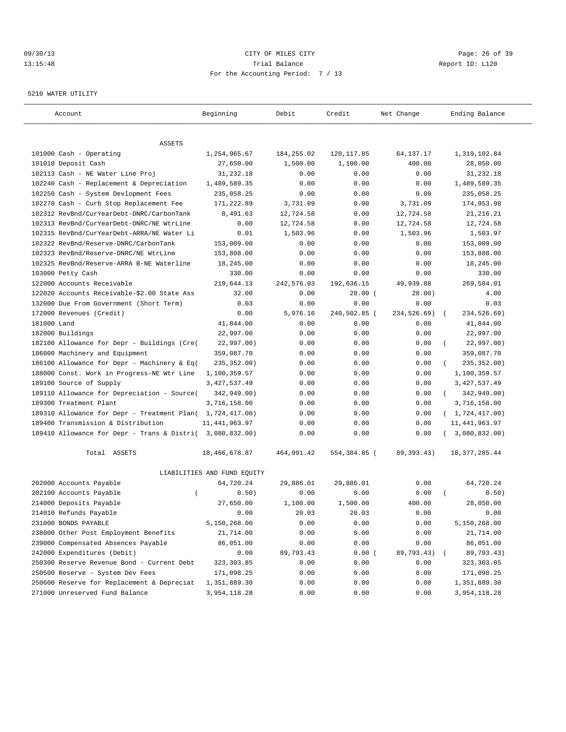CITY OF MILES CITY
Trial Balance
For the Accounting Period: 7 / 13

09/30/13
13:15:48

Report ID: L120

5210 WATER UTILITY

| Account | Beginning | Debit | Credit | Net Change | Ending Balance |
|---|---|---|---|---|---|
| ASSETS | | | | | |
| 101000 Cash - Operating | 1,254,965.67 | 184,255.02 | 120,117.85 | 64,137.17 | 1,319,102.84 |
| 101010 Deposit Cash | 27,650.00 | 1,500.00 | 1,100.00 | 400.00 | 28,050.00 |
| 102113 Cash - NE Water Line Proj | 31,232.18 | 0.00 | 0.00 | 0.00 | 31,232.18 |
| 102240 Cash - Replacement & Depreciation | 1,489,589.35 | 0.00 | 0.00 | 0.00 | 1,489,589.35 |
| 102250 Cash - System Devlopment Fees | 235,058.25 | 0.00 | 0.00 | 0.00 | 235,058.25 |
| 102270 Cash - Curb Stop Replacement Fee | 171,222.89 | 3,731.09 | 0.00 | 3,731.09 | 174,953.98 |
| 102312 RevBnd/CurYearDebt-DNRC/CarbonTank | 8,491.63 | 12,724.58 | 0.00 | 12,724.58 | 21,216.21 |
| 102313 RevBnd/CurYearDebt-DNRC/NE WtrLine | 0.00 | 12,724.58 | 0.00 | 12,724.58 | 12,724.58 |
| 102315 RevBnd/CurYearDebt-ARRA/NE Water Li | 0.01 | 1,503.96 | 0.00 | 1,503.96 | 1,503.97 |
| 102322 RevBnd/Reserve-DNRC/CarbonTank | 153,009.00 | 0.00 | 0.00 | 0.00 | 153,009.00 |
| 102323 RevBnd/Reserve-DNRC/NE WtrLine | 153,808.00 | 0.00 | 0.00 | 0.00 | 153,808.00 |
| 102325 RevBnd/Reserve-ARRA B-NE Waterline | 18,245.00 | 0.00 | 0.00 | 0.00 | 18,245.00 |
| 103000 Petty Cash | 330.00 | 0.00 | 0.00 | 0.00 | 330.00 |
| 122000 Accounts Receivable | 219,644.13 | 242,576.03 | 192,636.15 | 49,939.88 | 269,584.01 |
| 122020 Accounts Receivable-$2.00 State Ass | 32.00 | 0.00 | 28.00 | (28.00) | 4.00 |
| 132000 Due From Government (Short Term) | 0.03 | 0.00 | 0.00 | 0.00 | 0.03 |
| 172000 Revenues (Credit) | 0.00 | 5,976.16 | 240,502.85 | (234,526.69) | (234,526.69) |
| 181000 Land | 41,844.00 | 0.00 | 0.00 | 0.00 | 41,844.00 |
| 182000 Buildings | 22,997.00 | 0.00 | 0.00 | 0.00 | 22,997.00 |
| 182100 Allowance for Depr - Buildings (Cre | (22,997.00) | 0.00 | 0.00 | 0.00 | (22,997.00) |
| 186000 Machinery and Equipment | 359,087.70 | 0.00 | 0.00 | 0.00 | 359,087.70 |
| 186100 Allowance for Depr - Machinery & Eq | (235,352.00) | 0.00 | 0.00 | 0.00 | (235,352.00) |
| 188000 Const. Work in Progress-NE Wtr Line | 1,100,359.57 | 0.00 | 0.00 | 0.00 | 1,100,359.57 |
| 189100 Source of Supply | 3,427,537.49 | 0.00 | 0.00 | 0.00 | 3,427,537.49 |
| 189110 Allowance for Depreciation - Source | (342,949.00) | 0.00 | 0.00 | 0.00 | (342,949.00) |
| 189300 Treatment Plant | 3,716,158.00 | 0.00 | 0.00 | 0.00 | 3,716,158.00 |
| 189310 Allowance for Depr - Treatment Plan | (1,724,417.00) | 0.00 | 0.00 | 0.00 | (1,724,417.00) |
| 189400 Transmission & Distribution | 11,441,963.97 | 0.00 | 0.00 | 0.00 | 11,441,963.97 |
| 189410 Allowance for Depr - Trans & Distri | (3,080,832.00) | 0.00 | 0.00 | 0.00 | (3,080,832.00) |
| Total ASSETS | 18,466,678.87 | 464,991.42 | 554,384.85 | (89,393.43) | 18,377,285.44 |
| LIABILITIES AND FUND EQUITY | | | | | |
| 202000 Accounts Payable | 64,720.24 | 29,886.01 | 29,886.01 | 0.00 | 64,720.24 |
| 202100 Accounts Payable | (0.50) | 0.00 | 0.00 | 0.00 | (0.50) |
| 214000 Deposits Payable | 27,650.00 | 1,100.00 | 1,500.00 | 400.00 | 28,050.00 |
| 214010 Refunds Payable | 0.00 | 20.03 | 20.03 | 0.00 | 0.00 |
| 231000 BONDS PAYABLE | 5,150,268.00 | 0.00 | 0.00 | 0.00 | 5,150,268.00 |
| 238000 Other Post Employment Benefits | 21,714.00 | 0.00 | 0.00 | 0.00 | 21,714.00 |
| 239000 Compensated Absences Payable | 86,051.00 | 0.00 | 0.00 | 0.00 | 86,051.00 |
| 242000 Expenditures (Debit) | 0.00 | 89,793.43 | 0.00 | (89,793.43) | (89,793.43) |
| 250300 Reserve Revenue Bond - Current Debt | 323,303.85 | 0.00 | 0.00 | 0.00 | 323,303.85 |
| 250500 Reserve - System Dev Fees | 171,098.25 | 0.00 | 0.00 | 0.00 | 171,098.25 |
| 250600 Reserve for Replacement & Depreciat | 1,351,889.30 | 0.00 | 0.00 | 0.00 | 1,351,889.30 |
| 271000 Unreserved Fund Balance | 3,954,118.28 | 0.00 | 0.00 | 0.00 | 3,954,118.28 |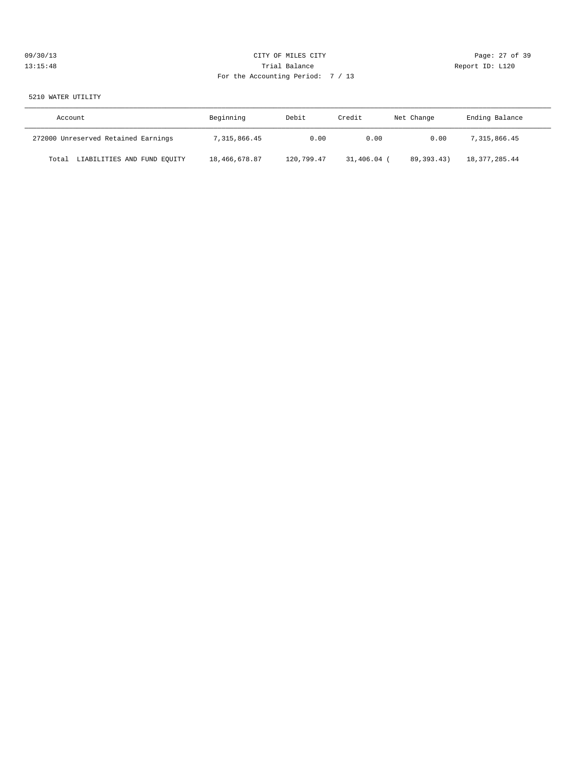CITY OF MILES CITY
Trial Balance
For the Accounting Period: 7 / 13

09/30/13 13:15:48 Report ID: L120

5210 WATER UTILITY

| Account | Beginning | Debit | Credit | Net Change | Ending Balance |
|---|---|---|---|---|---|
| 272000 Unreserved Retained Earnings | 7,315,866.45 | 0.00 | 0.00 | 0.00 | 7,315,866.45 |
| Total LIABILITIES AND FUND EQUITY | 18,466,678.87 | 120,799.47 | 31,406.04 | ( 89,393.43) | 18,377,285.44 |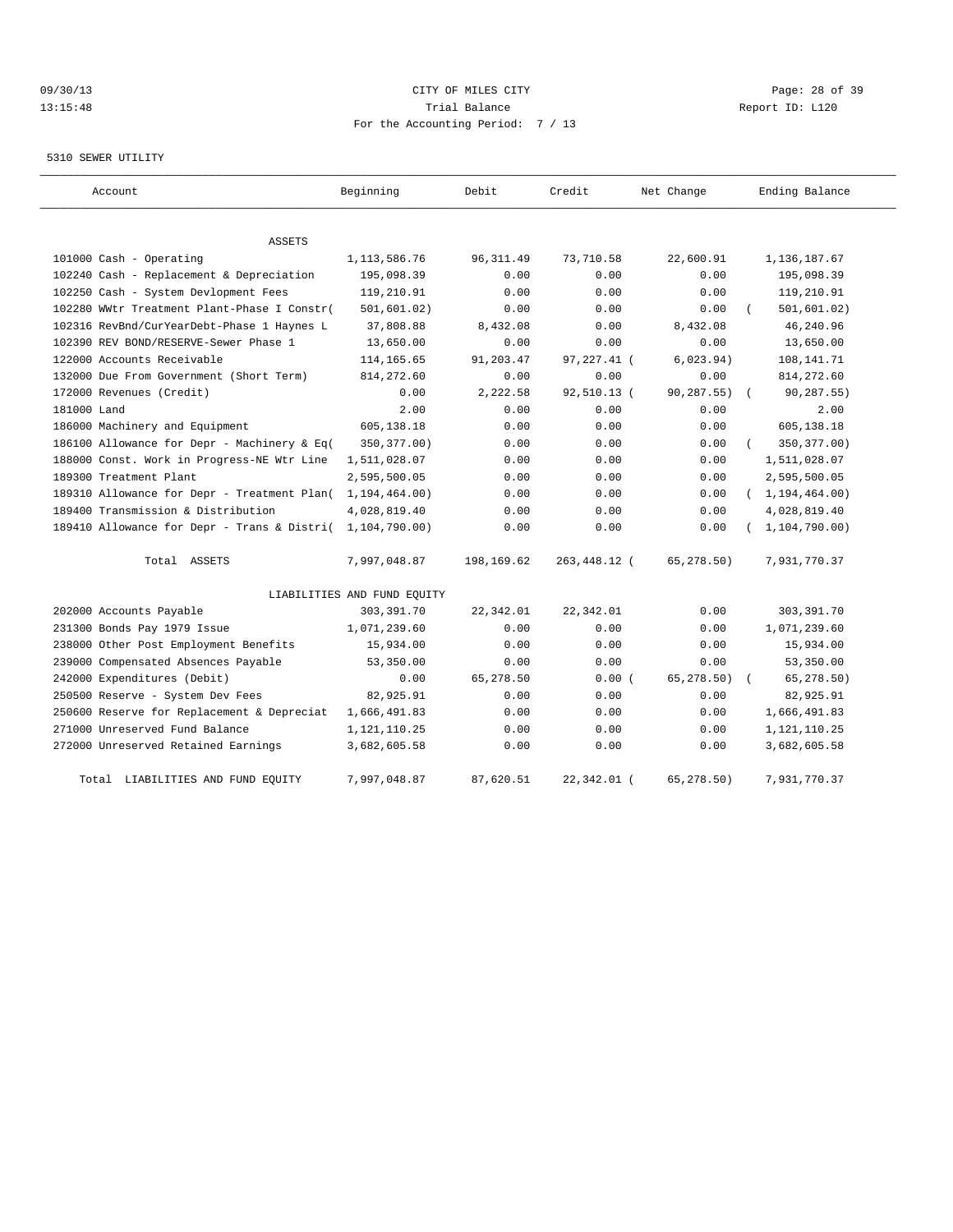CITY OF MILES CITY

Trial Balance

For the Accounting Period: 7 / 13

5310 SEWER UTILITY

| Account | Beginning | Debit | Credit | Net Change | Ending Balance |
|---|---|---|---|---|---|
| ASSETS | | | | | |
| 101000 Cash - Operating | 1,113,586.76 | 96,311.49 | 73,710.58 | 22,600.91 | 1,136,187.67 |
| 102240 Cash - Replacement & Depreciation | 195,098.39 | 0.00 | 0.00 | 0.00 | 195,098.39 |
| 102250 Cash - System Devlopment Fees | 119,210.91 | 0.00 | 0.00 | 0.00 | 119,210.91 |
| 102280 WWtr Treatment Plant-Phase I Constr( | 501,601.02) | 0.00 | 0.00 | 0.00 | ( 501,601.02) |
| 102316 RevBnd/CurYearDebt-Phase 1 Haynes L | 37,808.88 | 8,432.08 | 0.00 | 8,432.08 | 46,240.96 |
| 102390 REV BOND/RESERVE-Sewer Phase 1 | 13,650.00 | 0.00 | 0.00 | 0.00 | 13,650.00 |
| 122000 Accounts Receivable | 114,165.65 | 91,203.47 | 97,227.41 ( | 6,023.94) | 108,141.71 |
| 132000 Due From Government (Short Term) | 814,272.60 | 0.00 | 0.00 | 0.00 | 814,272.60 |
| 172000 Revenues (Credit) | 0.00 | 2,222.58 | 92,510.13 ( | 90,287.55) | ( 90,287.55) |
| 181000 Land | 2.00 | 0.00 | 0.00 | 0.00 | 2.00 |
| 186000 Machinery and Equipment | 605,138.18 | 0.00 | 0.00 | 0.00 | 605,138.18 |
| 186100 Allowance for Depr - Machinery & Eq( | 350,377.00) | 0.00 | 0.00 | 0.00 | ( 350,377.00) |
| 188000 Const. Work in Progress-NE Wtr Line | 1,511,028.07 | 0.00 | 0.00 | 0.00 | 1,511,028.07 |
| 189300 Treatment Plant | 2,595,500.05 | 0.00 | 0.00 | 0.00 | 2,595,500.05 |
| 189310 Allowance for Depr - Treatment Plan( | 1,194,464.00) | 0.00 | 0.00 | 0.00 | ( 1,194,464.00) |
| 189400 Transmission & Distribution | 4,028,819.40 | 0.00 | 0.00 | 0.00 | 4,028,819.40 |
| 189410 Allowance for Depr - Trans & Distri( | 1,104,790.00) | 0.00 | 0.00 | 0.00 | ( 1,104,790.00) |
| Total ASSETS | 7,997,048.87 | 198,169.62 | 263,448.12 ( | 65,278.50) | 7,931,770.37 |
| LIABILITIES AND FUND EQUITY | | | | | |
| 202000 Accounts Payable | 303,391.70 | 22,342.01 | 22,342.01 | 0.00 | 303,391.70 |
| 231300 Bonds Pay 1979 Issue | 1,071,239.60 | 0.00 | 0.00 | 0.00 | 1,071,239.60 |
| 238000 Other Post Employment Benefits | 15,934.00 | 0.00 | 0.00 | 0.00 | 15,934.00 |
| 239000 Compensated Absences Payable | 53,350.00 | 0.00 | 0.00 | 0.00 | 53,350.00 |
| 242000 Expenditures (Debit) | 0.00 | 65,278.50 | 0.00 ( | 65,278.50) | ( 65,278.50) |
| 250500 Reserve - System Dev Fees | 82,925.91 | 0.00 | 0.00 | 0.00 | 82,925.91 |
| 250600 Reserve for Replacement & Depreciat | 1,666,491.83 | 0.00 | 0.00 | 0.00 | 1,666,491.83 |
| 271000 Unreserved Fund Balance | 1,121,110.25 | 0.00 | 0.00 | 0.00 | 1,121,110.25 |
| 272000 Unreserved Retained Earnings | 3,682,605.58 | 0.00 | 0.00 | 0.00 | 3,682,605.58 |
| Total LIABILITIES AND FUND EQUITY | 7,997,048.87 | 87,620.51 | 22,342.01 ( | 65,278.50) | 7,931,770.37 |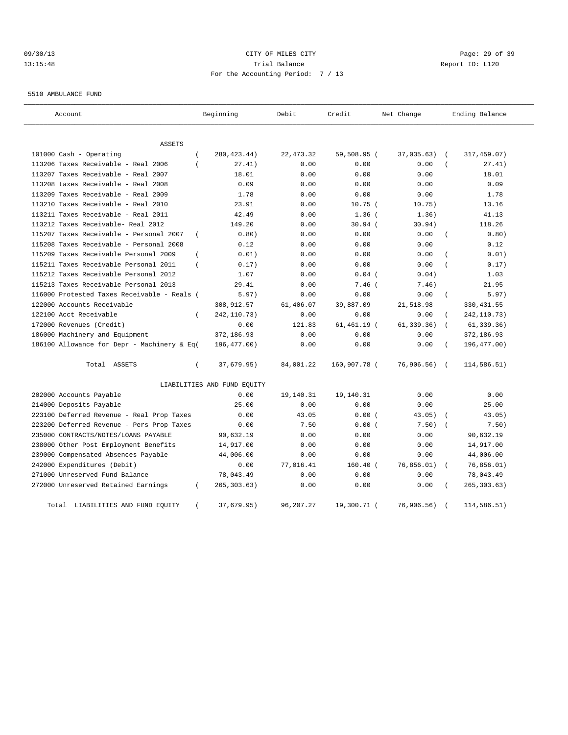CITY OF MILES CITY
Trial Balance
For the Accounting Period: 7 / 13

09/30/13
13:15:48

Report ID: L120

5510 AMBULANCE FUND

| Account | Beginning | Debit | Credit | Net Change | Ending Balance |
|---|---|---|---|---|---|
| **ASSETS** | | | | | |
| 101000 Cash - Operating | ( 280,423.44) | 22,473.32 | 59,508.95 | ( 37,035.63) | ( 317,459.07) |
| 113206 Taxes Receivable - Real 2006 | ( 27.41) | 0.00 | 0.00 | 0.00 | ( 27.41) |
| 113207 Taxes Receivable - Real 2007 | 18.01 | 0.00 | 0.00 | 0.00 | 18.01 |
| 113208 taxes Receivable - Real 2008 | 0.09 | 0.00 | 0.00 | 0.00 | 0.09 |
| 113209 Taxes Receivable - Real 2009 | 1.78 | 0.00 | 0.00 | 0.00 | 1.78 |
| 113210 Taxes Receivable - Real 2010 | 23.91 | 0.00 | 10.75 | ( 10.75) | 13.16 |
| 113211 Taxes Receivable - Real 2011 | 42.49 | 0.00 | 1.36 | ( 1.36) | 41.13 |
| 113212 Taxes Receivable- Real 2012 | 149.20 | 0.00 | 30.94 | ( 30.94) | 118.26 |
| 115207 Taxes Receivable - Personal 2007 | ( 0.80) | 0.00 | 0.00 | 0.00 | ( 0.80) |
| 115208 Taxes Receivable - Personal 2008 | 0.12 | 0.00 | 0.00 | 0.00 | 0.12 |
| 115209 Taxes Receivable Personal 2009 | ( 0.01) | 0.00 | 0.00 | 0.00 | ( 0.01) |
| 115211 Taxes Receivable Personal 2011 | ( 0.17) | 0.00 | 0.00 | 0.00 | ( 0.17) |
| 115212 Taxes Receivable Personal 2012 | 1.07 | 0.00 | 0.04 | ( 0.04) | 1.03 |
| 115213 Taxes Receivable Personal 2013 | 29.41 | 0.00 | 7.46 | ( 7.46) | 21.95 |
| 116000 Protested Taxes Receivable - Reals | ( 5.97) | 0.00 | 0.00 | 0.00 | ( 5.97) |
| 122000 Accounts Receivable | 308,912.57 | 61,406.07 | 39,887.09 | 21,518.98 | 330,431.55 |
| 122100 Acct Receivable | ( 242,110.73) | 0.00 | 0.00 | 0.00 | ( 242,110.73) |
| 172000 Revenues (Credit) | 0.00 | 121.83 | 61,461.19 | ( 61,339.36) | ( 61,339.36) |
| 186000 Machinery and Equipment | 372,186.93 | 0.00 | 0.00 | 0.00 | 372,186.93 |
| 186100 Allowance for Depr - Machinery & Eq | ( 196,477.00) | 0.00 | 0.00 | 0.00 | ( 196,477.00) |
| Total ASSETS | ( 37,679.95) | 84,001.22 | 160,907.78 | ( 76,906.56) | ( 114,586.51) |
| **LIABILITIES AND FUND EQUITY** | | | | | |
| 202000 Accounts Payable | 0.00 | 19,140.31 | 19,140.31 | 0.00 | 0.00 |
| 214000 Deposits Payable | 25.00 | 0.00 | 0.00 | 0.00 | 25.00 |
| 223100 Deferred Revenue - Real Prop Taxes | 0.00 | 43.05 | 0.00 | ( 43.05) | ( 43.05) |
| 223200 Deferred Revenue - Pers Prop Taxes | 0.00 | 7.50 | 0.00 | ( 7.50) | ( 7.50) |
| 235000 CONTRACTS/NOTES/LOANS PAYABLE | 90,632.19 | 0.00 | 0.00 | 0.00 | 90,632.19 |
| 238000 Other Post Employment Benefits | 14,917.00 | 0.00 | 0.00 | 0.00 | 14,917.00 |
| 239000 Compensated Absences Payable | 44,006.00 | 0.00 | 0.00 | 0.00 | 44,006.00 |
| 242000 Expenditures (Debit) | 0.00 | 77,016.41 | 160.40 | ( 76,856.01) | ( 76,856.01) |
| 271000 Unreserved Fund Balance | 78,043.49 | 0.00 | 0.00 | 0.00 | 78,043.49 |
| 272000 Unreserved Retained Earnings | ( 265,303.63) | 0.00 | 0.00 | 0.00 | ( 265,303.63) |
| Total LIABILITIES AND FUND EQUITY | ( 37,679.95) | 96,207.27 | 19,300.71 | ( 76,906.56) | ( 114,586.51) |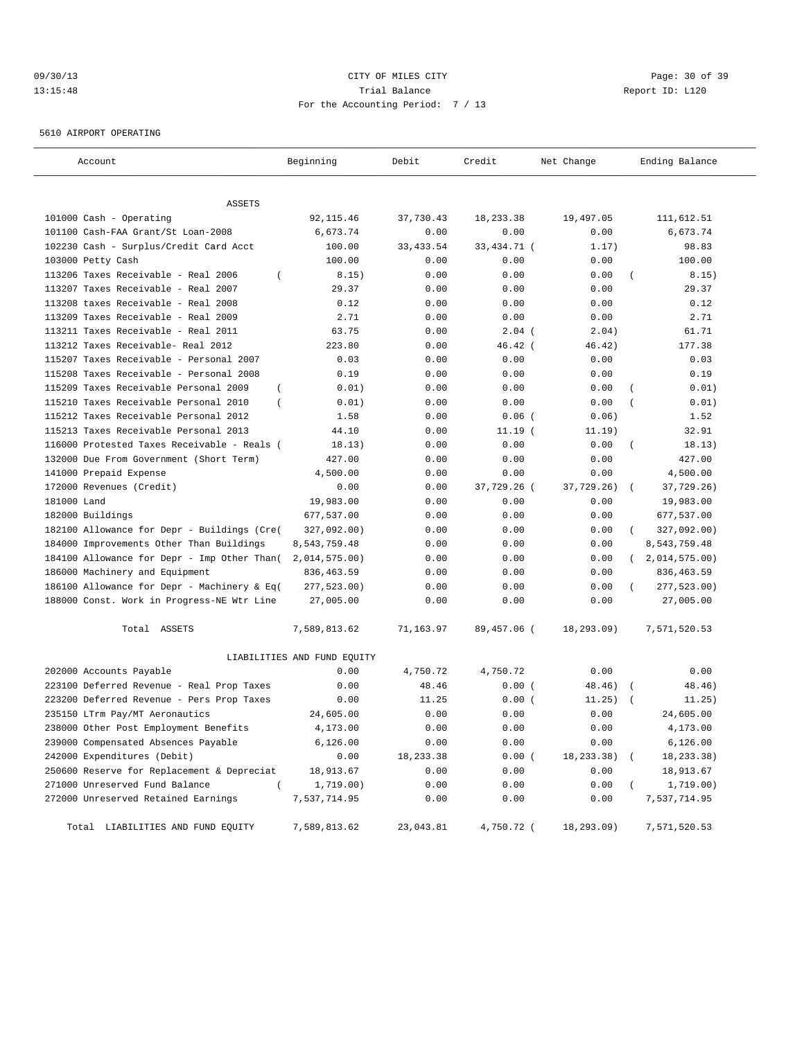CITY OF MILES CITY
Trial Balance
For the Accounting Period: 7 / 13

09/30/13
13:15:48

Report ID: L120

5610 AIRPORT OPERATING

| Account | Beginning | Debit | Credit | Net Change | Ending Balance |
|---|---|---|---|---|---|
| ASSETS | | | | | |
| 101000 Cash - Operating | 92,115.46 | 37,730.43 | 18,233.38 | 19,497.05 | 111,612.51 |
| 101100 Cash-FAA Grant/St Loan-2008 | 6,673.74 | 0.00 | 0.00 | 0.00 | 6,673.74 |
| 102230 Cash - Surplus/Credit Card Acct | 100.00 | 33,433.54 | 33,434.71 | ( 1.17) | 98.83 |
| 103000 Petty Cash | 100.00 | 0.00 | 0.00 | 0.00 | 100.00 |
| 113206 Taxes Receivable - Real 2006 | ( 8.15) | 0.00 | 0.00 | 0.00 | ( 8.15) |
| 113207 Taxes Receivable - Real 2007 | 29.37 | 0.00 | 0.00 | 0.00 | 29.37 |
| 113208 taxes Receivable - Real 2008 | 0.12 | 0.00 | 0.00 | 0.00 | 0.12 |
| 113209 Taxes Receivable - Real 2009 | 2.71 | 0.00 | 0.00 | 0.00 | 2.71 |
| 113211 Taxes Receivable - Real 2011 | 63.75 | 0.00 | 2.04 | ( 2.04) | 61.71 |
| 113212 Taxes Receivable- Real 2012 | 223.80 | 0.00 | 46.42 | ( 46.42) | 177.38 |
| 115207 Taxes Receivable - Personal 2007 | 0.03 | 0.00 | 0.00 | 0.00 | 0.03 |
| 115208 Taxes Receivable - Personal 2008 | 0.19 | 0.00 | 0.00 | 0.00 | 0.19 |
| 115209 Taxes Receivable Personal 2009 | ( 0.01) | 0.00 | 0.00 | 0.00 | ( 0.01) |
| 115210 Taxes Receivable Personal 2010 | ( 0.01) | 0.00 | 0.00 | 0.00 | ( 0.01) |
| 115212 Taxes Receivable Personal 2012 | 1.58 | 0.00 | 0.06 | ( 0.06) | 1.52 |
| 115213 Taxes Receivable Personal 2013 | 44.10 | 0.00 | 11.19 | ( 11.19) | 32.91 |
| 116000 Protested Taxes Receivable - Reals | ( 18.13) | 0.00 | 0.00 | 0.00 | ( 18.13) |
| 132000 Due From Government (Short Term) | 427.00 | 0.00 | 0.00 | 0.00 | 427.00 |
| 141000 Prepaid Expense | 4,500.00 | 0.00 | 0.00 | 0.00 | 4,500.00 |
| 172000 Revenues (Credit) | 0.00 | 0.00 | 37,729.26 | ( 37,729.26) | ( 37,729.26) |
| 181000 Land | 19,983.00 | 0.00 | 0.00 | 0.00 | 19,983.00 |
| 182000 Buildings | 677,537.00 | 0.00 | 0.00 | 0.00 | 677,537.00 |
| 182100 Allowance for Depr - Buildings (Cre | ( 327,092.00) | 0.00 | 0.00 | 0.00 | ( 327,092.00) |
| 184000 Improvements Other Than Buildings | 8,543,759.48 | 0.00 | 0.00 | 0.00 | 8,543,759.48 |
| 184100 Allowance for Depr - Imp Other Than | ( 2,014,575.00) | 0.00 | 0.00 | 0.00 | ( 2,014,575.00) |
| 186000 Machinery and Equipment | 836,463.59 | 0.00 | 0.00 | 0.00 | 836,463.59 |
| 186100 Allowance for Depr - Machinery & Eq | ( 277,523.00) | 0.00 | 0.00 | 0.00 | ( 277,523.00) |
| 188000 Const. Work in Progress-NE Wtr Line | 27,005.00 | 0.00 | 0.00 | 0.00 | 27,005.00 |
| Total ASSETS | 7,589,813.62 | 71,163.97 | 89,457.06 | ( 18,293.09) | 7,571,520.53 |
| LIABILITIES AND FUND EQUITY | | | | | |
| 202000 Accounts Payable | 0.00 | 4,750.72 | 4,750.72 | 0.00 | 0.00 |
| 223100 Deferred Revenue - Real Prop Taxes | 0.00 | 48.46 | 0.00 | ( 48.46) | ( 48.46) |
| 223200 Deferred Revenue - Pers Prop Taxes | 0.00 | 11.25 | 0.00 | ( 11.25) | ( 11.25) |
| 235150 LTrm Pay/MT Aeronautics | 24,605.00 | 0.00 | 0.00 | 0.00 | 24,605.00 |
| 238000 Other Post Employment Benefits | 4,173.00 | 0.00 | 0.00 | 0.00 | 4,173.00 |
| 239000 Compensated Absences Payable | 6,126.00 | 0.00 | 0.00 | 0.00 | 6,126.00 |
| 242000 Expenditures (Debit) | 0.00 | 18,233.38 | 0.00 | ( 18,233.38) | ( 18,233.38) |
| 250600 Reserve for Replacement & Depreciat | 18,913.67 | 0.00 | 0.00 | 0.00 | 18,913.67 |
| 271000 Unreserved Fund Balance | ( 1,719.00) | 0.00 | 0.00 | 0.00 | ( 1,719.00) |
| 272000 Unreserved Retained Earnings | 7,537,714.95 | 0.00 | 0.00 | 0.00 | 7,537,714.95 |
| Total LIABILITIES AND FUND EQUITY | 7,589,813.62 | 23,043.81 | 4,750.72 | ( 18,293.09) | 7,571,520.53 |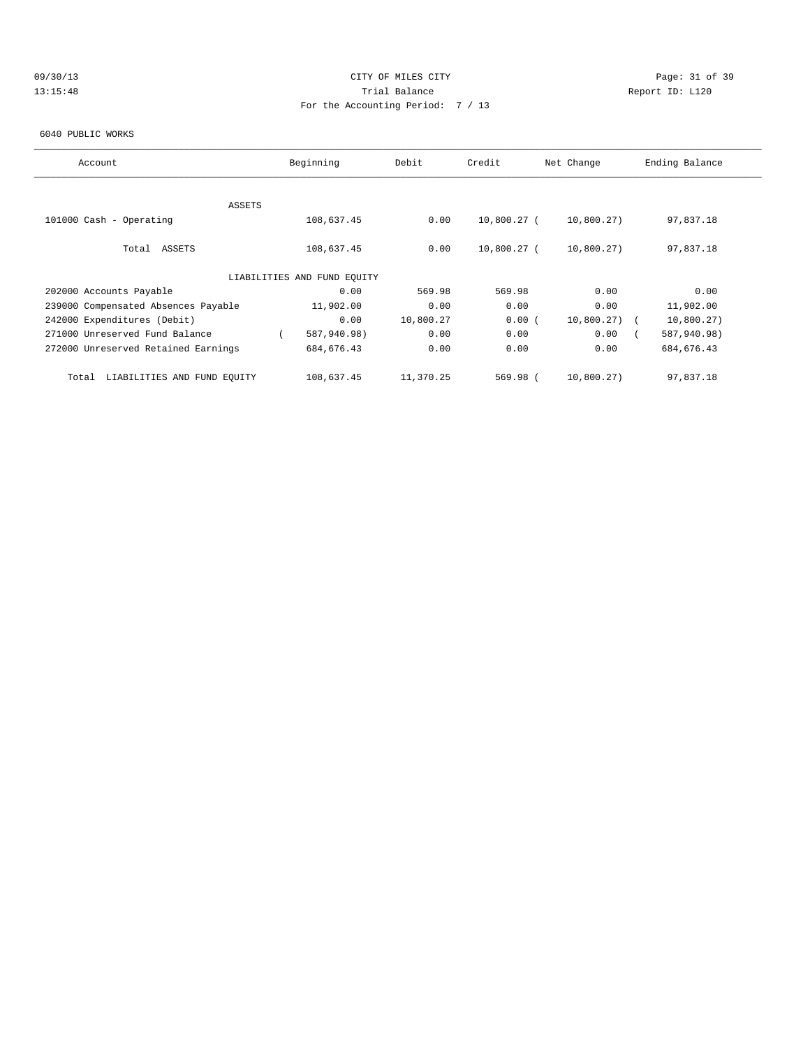CITY OF MILES CITY
Trial Balance
For the Accounting Period: 7 / 13

09/30/13
13:15:48

Report ID: L120

6040 PUBLIC WORKS

| Account | Beginning | Debit | Credit | Net Change | Ending Balance |
|---|---|---|---|---|---|
| ASSETS | | | | | |
| 101000 Cash - Operating | 108,637.45 | 0.00 | 10,800.27 | ( 10,800.27) | 97,837.18 |
| Total ASSETS | 108,637.45 | 0.00 | 10,800.27 | ( 10,800.27) | 97,837.18 |
| LIABILITIES AND FUND EQUITY | | | | | |
| 202000 Accounts Payable | 0.00 | 569.98 | 569.98 | 0.00 | 0.00 |
| 239000 Compensated Absences Payable | 11,902.00 | 0.00 | 0.00 | 0.00 | 11,902.00 |
| 242000 Expenditures (Debit) | 0.00 | 10,800.27 | 0.00 | ( 10,800.27) | ( 10,800.27) |
| 271000 Unreserved Fund Balance | ( 587,940.98) | 0.00 | 0.00 | 0.00 | ( 587,940.98) |
| 272000 Unreserved Retained Earnings | 684,676.43 | 0.00 | 0.00 | 0.00 | 684,676.43 |
| Total LIABILITIES AND FUND EQUITY | 108,637.45 | 11,370.25 | 569.98 | ( 10,800.27) | 97,837.18 |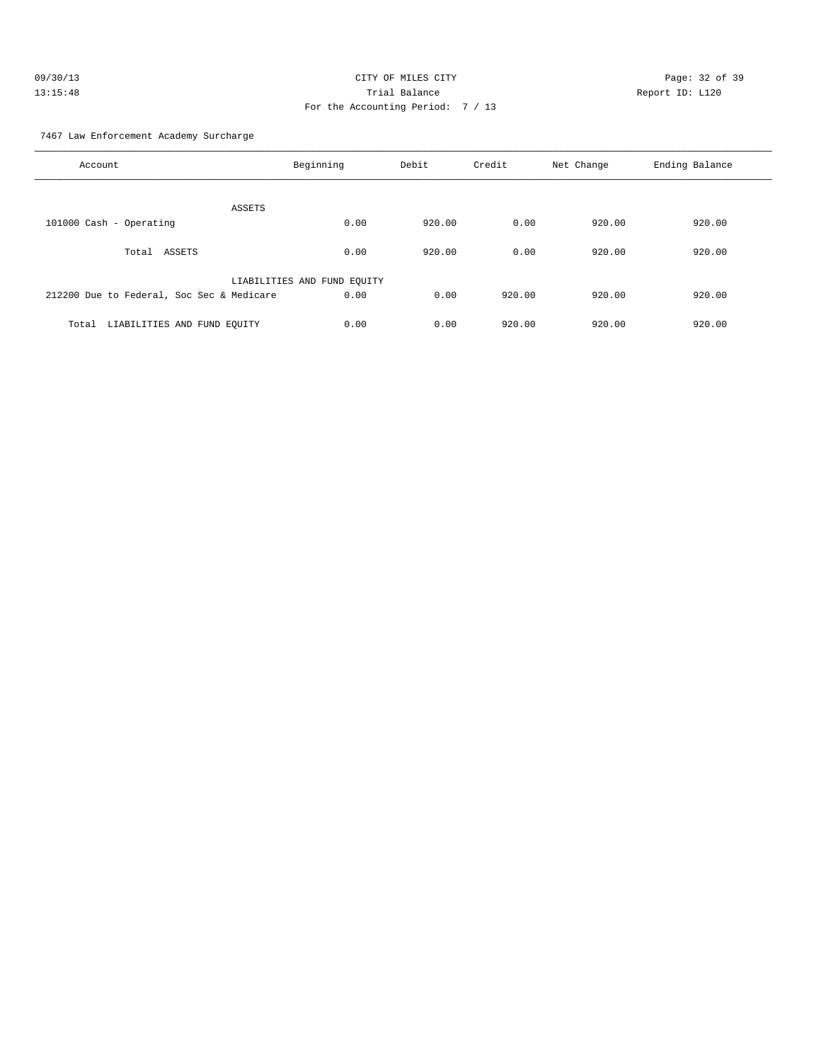CITY OF MILES CITY
Trial Balance
For the Accounting Period: 7 / 13

09/30/13
13:15:48

Report ID: L120

7467 Law Enforcement Academy Surcharge

| Account | Beginning | Debit | Credit | Net Change | Ending Balance |
|---|---|---|---|---|---|
| ASSETS | | | | | |
| 101000 Cash - Operating | 0.00 | 920.00 | 0.00 | 920.00 | 920.00 |
| Total ASSETS | 0.00 | 920.00 | 0.00 | 920.00 | 920.00 |
| LIABILITIES AND FUND EQUITY | | | | | |
| 212200 Due to Federal, Soc Sec & Medicare | 0.00 | 0.00 | 920.00 | 920.00 | 920.00 |
| Total LIABILITIES AND FUND EQUITY | 0.00 | 0.00 | 920.00 | 920.00 | 920.00 |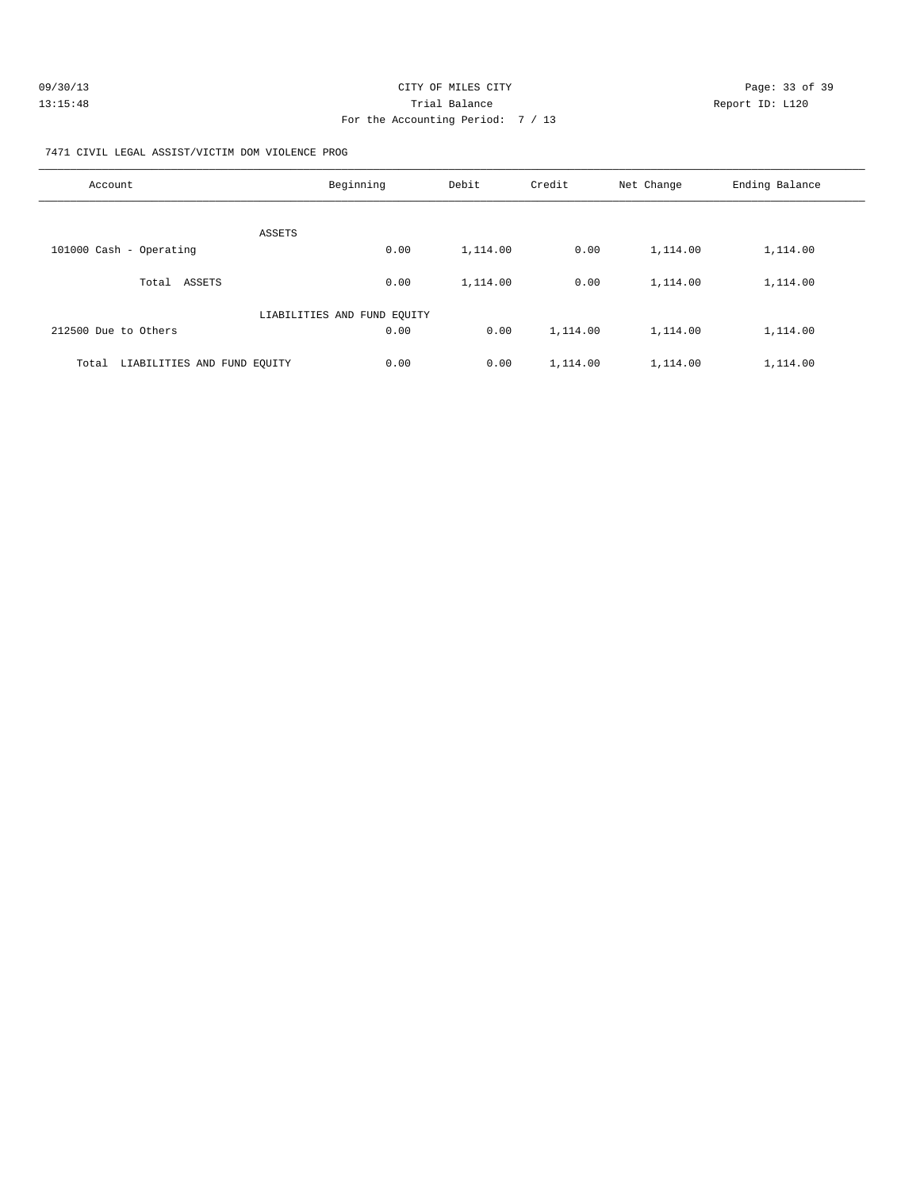CITY OF MILES CITY
Trial Balance
For the Accounting Period: 7 / 13

09/30/13
13:15:48

Report ID: L120

7471 CIVIL LEGAL ASSIST/VICTIM DOM VIOLENCE PROG

| Account | Beginning | Debit | Credit | Net Change | Ending Balance |
|---|---|---|---|---|---|
| ASSETS | | | | | |
| 101000 Cash - Operating | 0.00 | 1,114.00 | 0.00 | 1,114.00 | 1,114.00 |
| Total ASSETS | 0.00 | 1,114.00 | 0.00 | 1,114.00 | 1,114.00 |
| LIABILITIES AND FUND EQUITY | | | | | |
| 212500 Due to Others | 0.00 | 0.00 | 1,114.00 | 1,114.00 | 1,114.00 |
| Total LIABILITIES AND FUND EQUITY | 0.00 | 0.00 | 1,114.00 | 1,114.00 | 1,114.00 |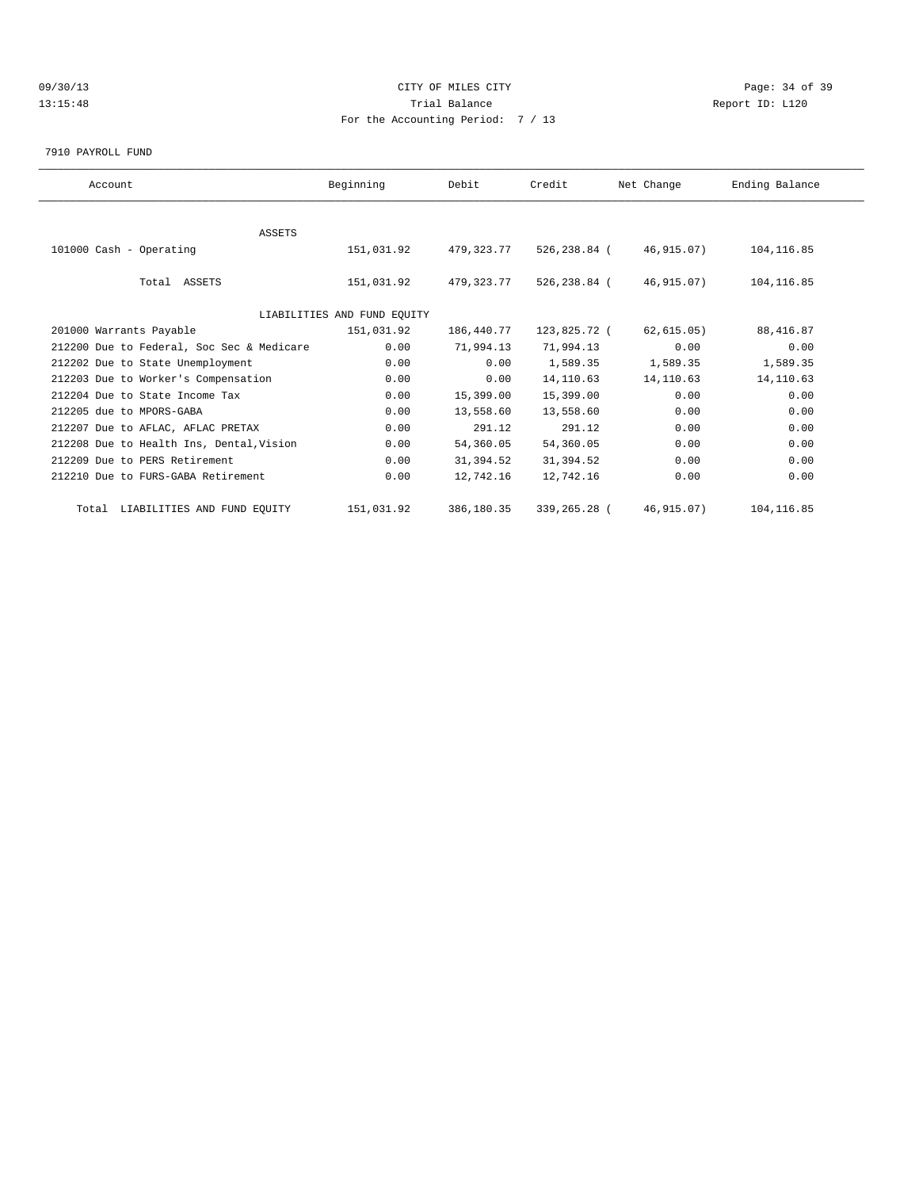CITY OF MILES CITY

Trial Balance

For the Accounting Period: 7 / 13

09/30/13 13:15:48 Report ID: L120

7910 PAYROLL FUND

| Account | Beginning | Debit | Credit | Net Change | Ending Balance |
|---|---|---|---|---|---|
| ASSETS | | | | | |
| 101000 Cash - Operating | 151,031.92 | 479,323.77 | 526,238.84 ( | 46,915.07) | 104,116.85 |
| Total ASSETS | 151,031.92 | 479,323.77 | 526,238.84 ( | 46,915.07) | 104,116.85 |
| LIABILITIES AND FUND EQUITY | | | | | |
| 201000 Warrants Payable | 151,031.92 | 186,440.77 | 123,825.72 ( | 62,615.05) | 88,416.87 |
| 212200 Due to Federal, Soc Sec & Medicare | 0.00 | 71,994.13 | 71,994.13 | 0.00 | 0.00 |
| 212202 Due to State Unemployment | 0.00 | 0.00 | 1,589.35 | 1,589.35 | 1,589.35 |
| 212203 Due to Worker's Compensation | 0.00 | 0.00 | 14,110.63 | 14,110.63 | 14,110.63 |
| 212204 Due to State Income Tax | 0.00 | 15,399.00 | 15,399.00 | 0.00 | 0.00 |
| 212205 due to MPORS-GABA | 0.00 | 13,558.60 | 13,558.60 | 0.00 | 0.00 |
| 212207 Due to AFLAC, AFLAC PRETAX | 0.00 | 291.12 | 291.12 | 0.00 | 0.00 |
| 212208 Due to Health Ins, Dental,Vision | 0.00 | 54,360.05 | 54,360.05 | 0.00 | 0.00 |
| 212209 Due to PERS Retirement | 0.00 | 31,394.52 | 31,394.52 | 0.00 | 0.00 |
| 212210 Due to FURS-GABA Retirement | 0.00 | 12,742.16 | 12,742.16 | 0.00 | 0.00 |
| Total LIABILITIES AND FUND EQUITY | 151,031.92 | 386,180.35 | 339,265.28 ( | 46,915.07) | 104,116.85 |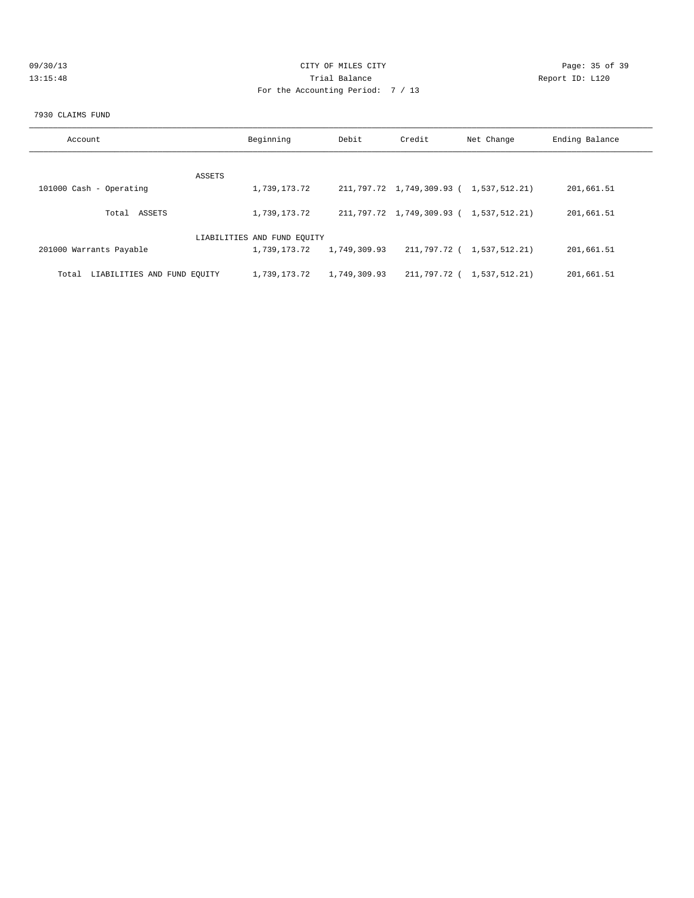CITY OF MILES CITY
Trial Balance
For the Accounting Period: 7 / 13

09/30/13
13:15:48

Report ID: L120

7930 CLAIMS FUND

| Account | Beginning | Debit | Credit | Net Change | Ending Balance |
|---|---|---|---|---|---|
| ASSETS | | | | | |
| 101000 Cash - Operating | 1,739,173.72 | 211,797.72 | 1,749,309.93 | ( 1,537,512.21) | 201,661.51 |
| Total ASSETS | 1,739,173.72 | 211,797.72 | 1,749,309.93 | ( 1,537,512.21) | 201,661.51 |
| LIABILITIES AND FUND EQUITY | | | | | |
| 201000 Warrants Payable | 1,739,173.72 | 1,749,309.93 | 211,797.72 | ( 1,537,512.21) | 201,661.51 |
| Total LIABILITIES AND FUND EQUITY | 1,739,173.72 | 1,749,309.93 | 211,797.72 | ( 1,537,512.21) | 201,661.51 |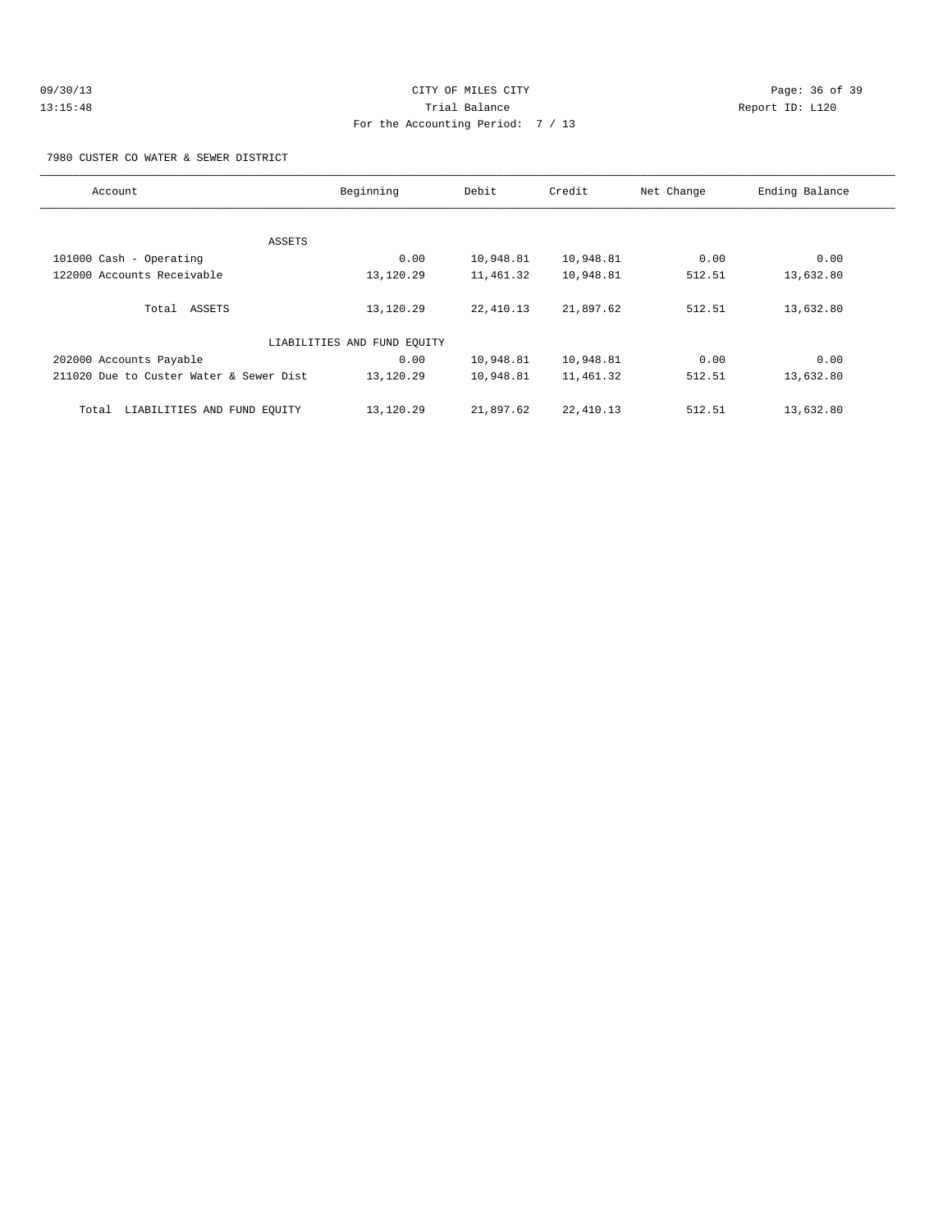CITY OF MILES CITY

Trial Balance

For the Accounting Period: 7 / 13

09/30/13 13:15:48 Report ID: L120

7980 CUSTER CO WATER & SEWER DISTRICT

| Account | Beginning | Debit | Credit | Net Change | Ending Balance |
|---|---|---|---|---|---|
| ASSETS | | | | | |
| 101000 Cash - Operating | 0.00 | 10,948.81 | 10,948.81 | 0.00 | 0.00 |
| 122000 Accounts Receivable | 13,120.29 | 11,461.32 | 10,948.81 | 512.51 | 13,632.80 |
| Total ASSETS | 13,120.29 | 22,410.13 | 21,897.62 | 512.51 | 13,632.80 |
| LIABILITIES AND FUND EQUITY | | | | | |
| 202000 Accounts Payable | 0.00 | 10,948.81 | 10,948.81 | 0.00 | 0.00 |
| 211020 Due to Custer Water & Sewer Dist | 13,120.29 | 10,948.81 | 11,461.32 | 512.51 | 13,632.80 |
| Total LIABILITIES AND FUND EQUITY | 13,120.29 | 21,897.62 | 22,410.13 | 512.51 | 13,632.80 |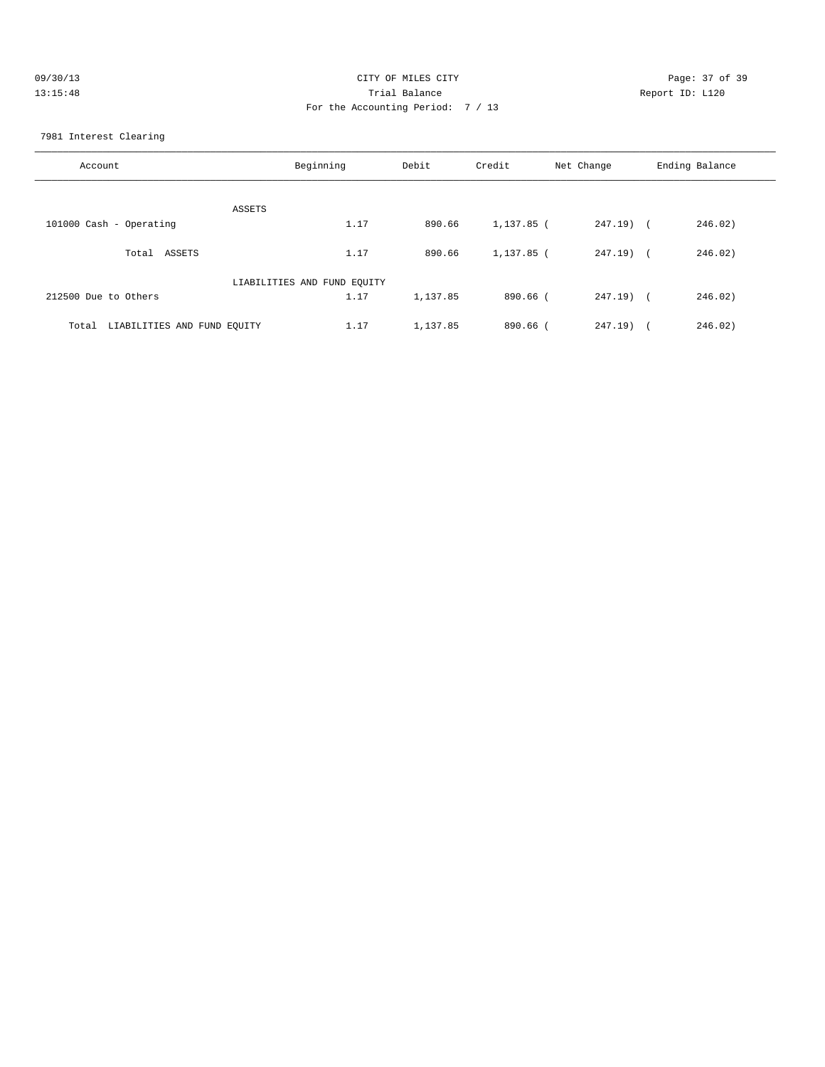CITY OF MILES CITY
Trial Balance
For the Accounting Period: 7 / 13

09/30/13 13:15:48 Report ID: L120

7981 Interest Clearing

| Account | Beginning | Debit | Credit | Net Change | Ending Balance |
|---|---|---|---|---|---|
| ASSETS | | | | | |
| 101000 Cash - Operating | 1.17 | 890.66 | 1,137.85 | (247.19) | (246.02) |
| Total ASSETS | 1.17 | 890.66 | 1,137.85 | (247.19) | (246.02) |
| LIABILITIES AND FUND EQUITY | | | | | |
| 212500 Due to Others | 1.17 | 1,137.85 | 890.66 | (247.19) | (246.02) |
| Total LIABILITIES AND FUND EQUITY | 1.17 | 1,137.85 | 890.66 | (247.19) | (246.02) |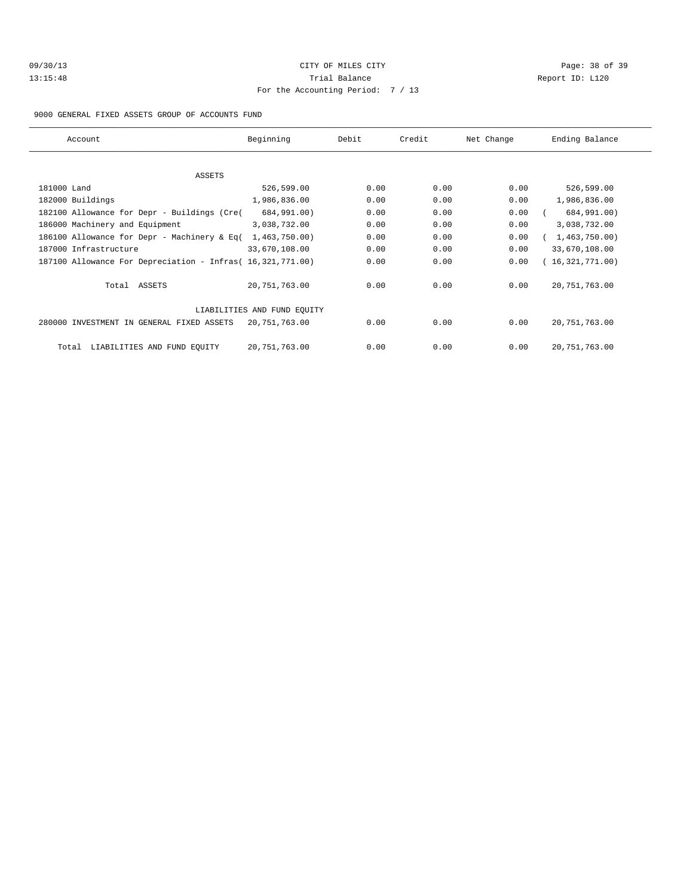# CITY OF MILES CITY

Trial Balance

For the Accounting Period: 7 / 13

09/30/13 13:15:48 Report ID: L120

9000 GENERAL FIXED ASSETS GROUP OF ACCOUNTS FUND

| Account | Beginning | Debit | Credit | Net Change | Ending Balance |
|---|---|---|---|---|---|
| ASSETS | | | | | |
| 181000 Land | 526,599.00 | 0.00 | 0.00 | 0.00 | 526,599.00 |
| 182000 Buildings | 1,986,836.00 | 0.00 | 0.00 | 0.00 | 1,986,836.00 |
| 182100 Allowance for Depr - Buildings (Cre( | 684,991.00) | 0.00 | 0.00 | 0.00 | ( 684,991.00) |
| 186000 Machinery and Equipment | 3,038,732.00 | 0.00 | 0.00 | 0.00 | 3,038,732.00 |
| 186100 Allowance for Depr - Machinery & Eq( | 1,463,750.00) | 0.00 | 0.00 | 0.00 | ( 1,463,750.00) |
| 187000 Infrastructure | 33,670,108.00 | 0.00 | 0.00 | 0.00 | 33,670,108.00 |
| 187100 Allowance For Depreciation - Infras( | 16,321,771.00) | 0.00 | 0.00 | 0.00 | ( 16,321,771.00) |
| Total ASSETS | 20,751,763.00 | 0.00 | 0.00 | 0.00 | 20,751,763.00 |
| LIABILITIES AND FUND EQUITY | | | | | |
| 280000 INVESTMENT IN GENERAL FIXED ASSETS | 20,751,763.00 | 0.00 | 0.00 | 0.00 | 20,751,763.00 |
| Total LIABILITIES AND FUND EQUITY | 20,751,763.00 | 0.00 | 0.00 | 0.00 | 20,751,763.00 |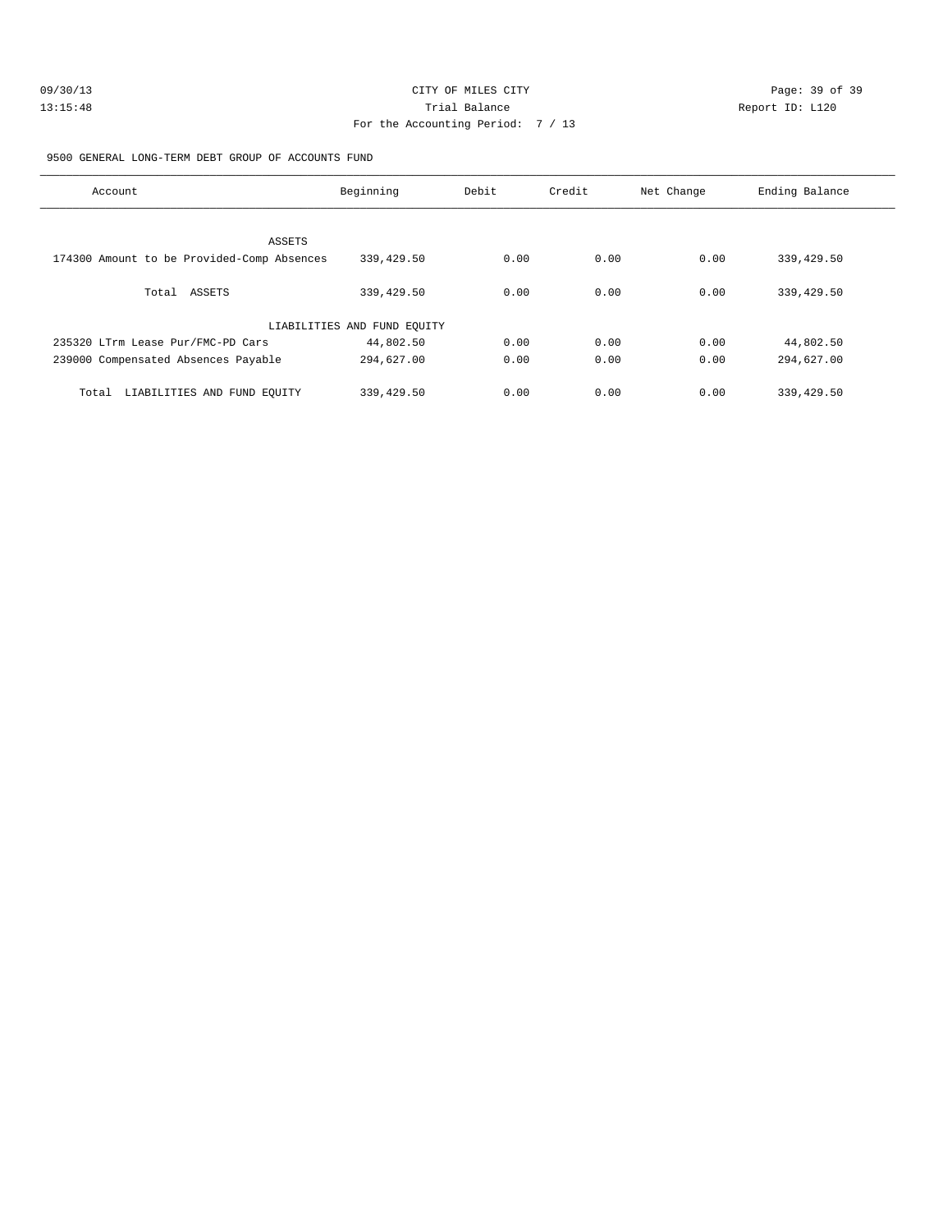CITY OF MILES CITY

Trial Balance

For the Accounting Period: 7 / 13

9500 GENERAL LONG-TERM DEBT GROUP OF ACCOUNTS FUND

| Account | Beginning | Debit | Credit | Net Change | Ending Balance |
|---|---|---|---|---|---|
| ASSETS | | | | | |
| 174300 Amount to be Provided-Comp Absences | 339,429.50 | 0.00 | 0.00 | 0.00 | 339,429.50 |
| Total ASSETS | 339,429.50 | 0.00 | 0.00 | 0.00 | 339,429.50 |
| LIABILITIES AND FUND EQUITY | | | | | |
| 235320 LTrm Lease Pur/FMC-PD Cars | 44,802.50 | 0.00 | 0.00 | 0.00 | 44,802.50 |
| 239000 Compensated Absences Payable | 294,627.00 | 0.00 | 0.00 | 0.00 | 294,627.00 |
| Total LIABILITIES AND FUND EQUITY | 339,429.50 | 0.00 | 0.00 | 0.00 | 339,429.50 |